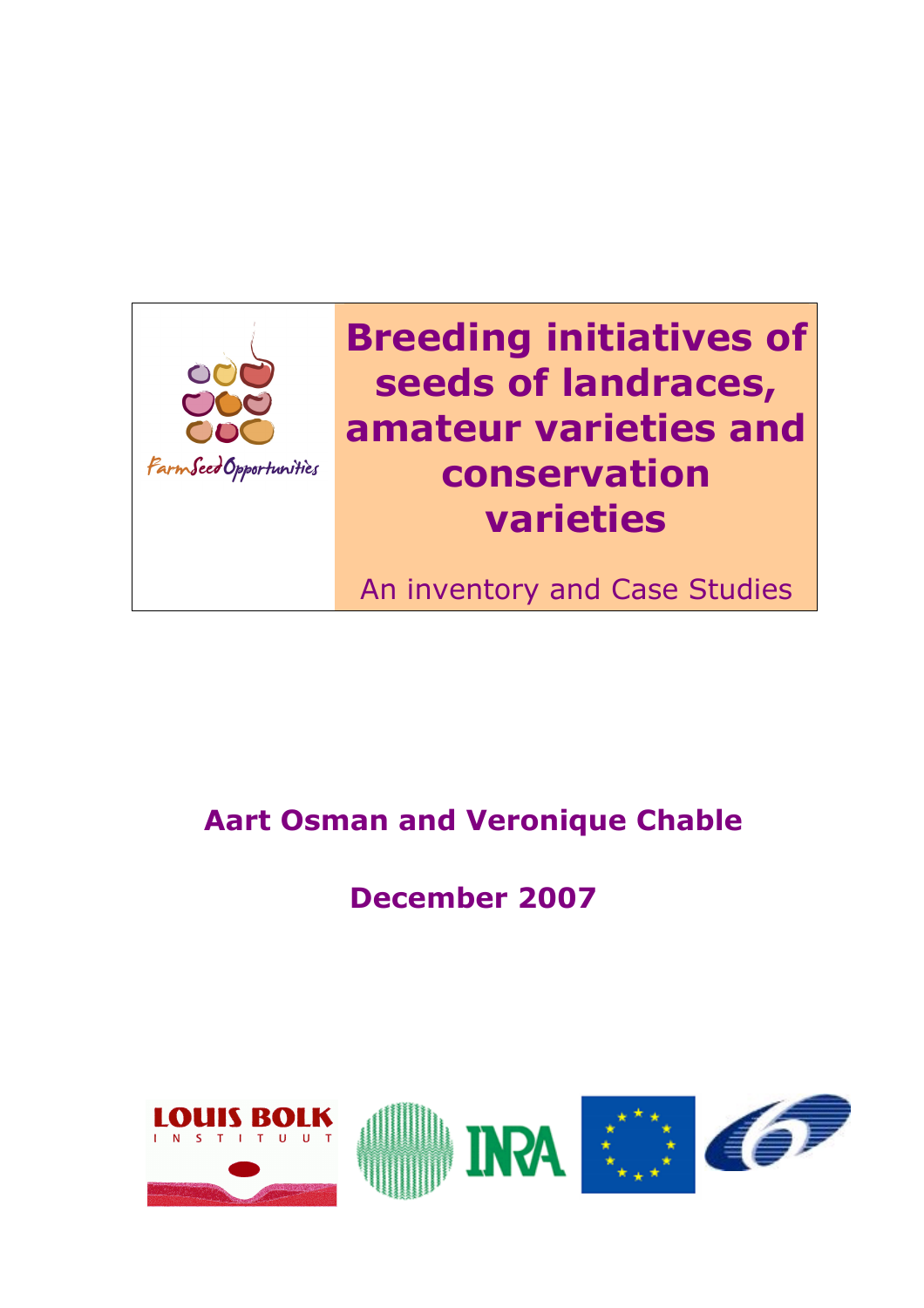FarmSeedOpportunities

# Breeding initiatives of seeds of landraces, amateur varieties and conservation varieties

An inventory and Case Studies

**Aart Osman and Veronique Chable**

**December 2007**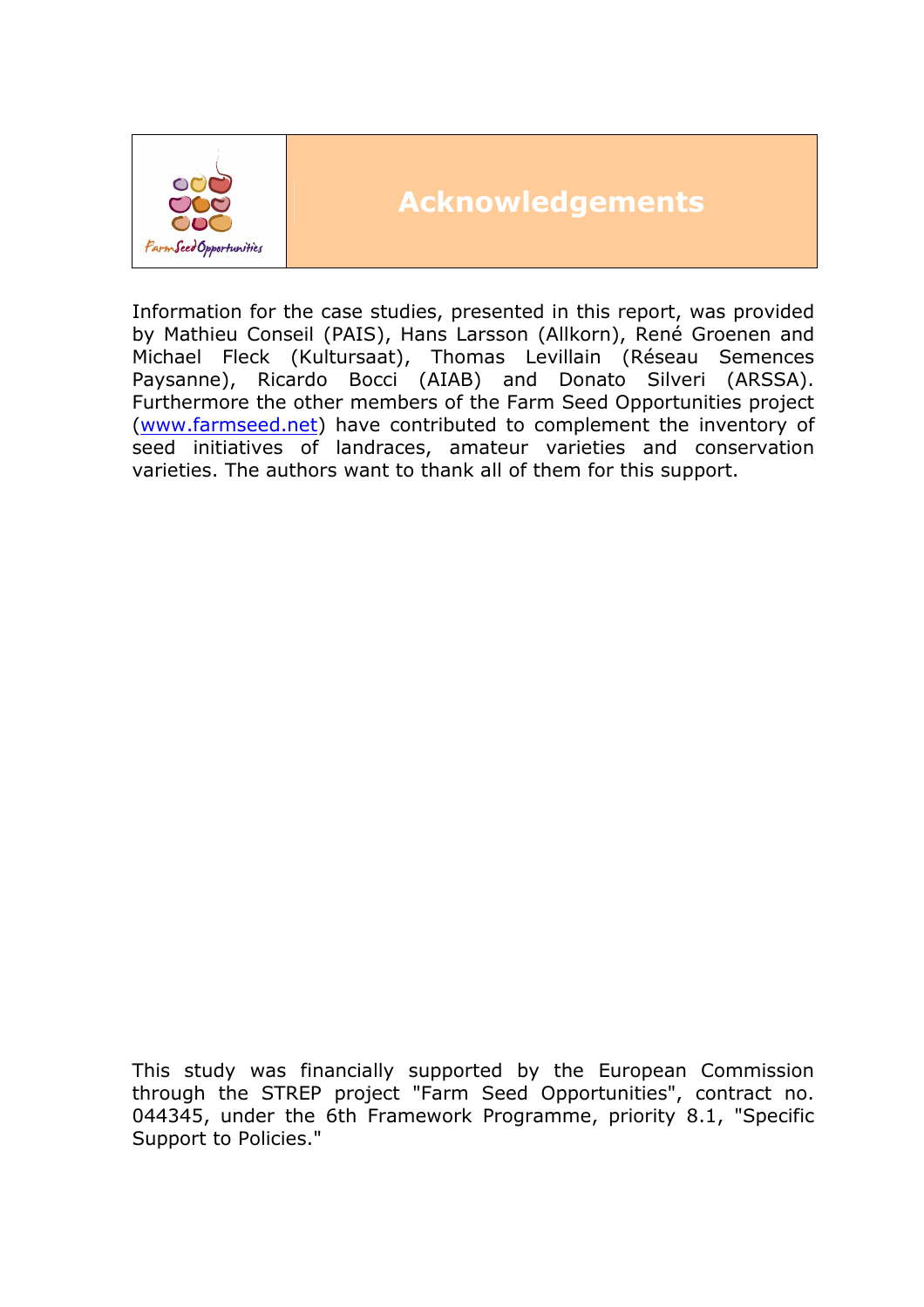# Acknowledgements

Information for the case studies, presented in this report, was provided by Mathieu Conseil (PAIS), Hans Larsson (Allkorn), René Groenen and Michael Fleck (Kultursaat), Thomas Levillain (Réseau Semences Paysanne), Ricardo Bocci (AIAB) and Donato Silveri (ARSSA). Furthermore the other members of the Farm Seed Opportunities project (www.farmseed.net) have contributed to complement the inventory of seed initiatives of landraces, amateur varieties and conservation varieties. The authors want to thank all of them for this support.

This study was financially supported by the European Commission through the STREP project "Farm Seed Opportunities", contract no. 044345, under the 6th Framework Programme, priority 8.1, "Specific Support to Policies."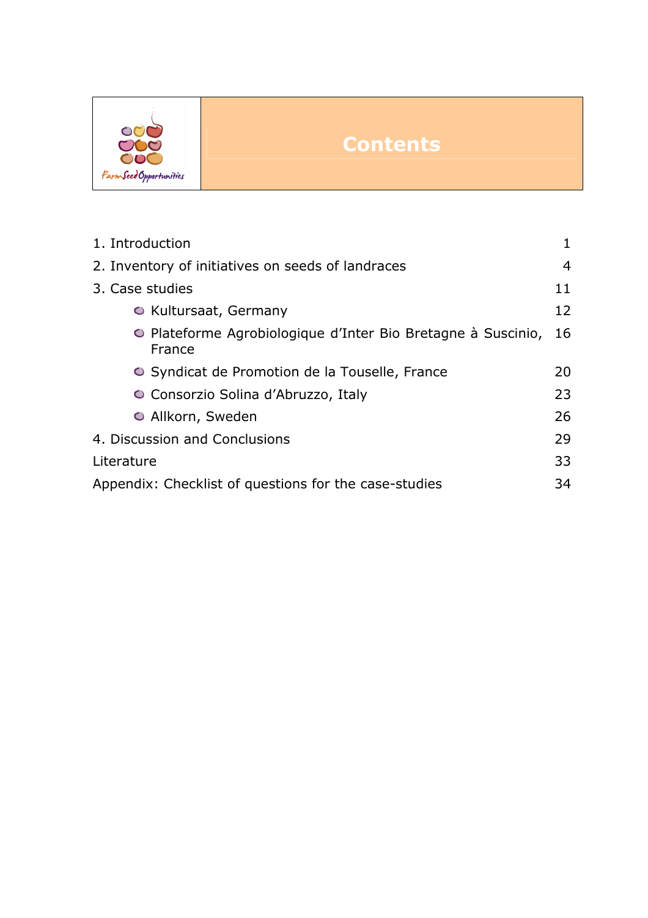# Contents

| | |
|---|---|
| 1. Introduction | 1 |
| 2. Inventory of initiatives on seeds of landraces | 4 |
| 3. Case studies | 11 |
| - Kultursaat, Germany | 12 |
| - Plateforme Agrobiologique d'Inter Bio Bretagne à Suscinio, France | 16 |
| - Syndicat de Promotion de la Touselle, France | 20 |
| - Consorzio Solina d'Abruzzo, Italy | 23 |
| - Allkorn, Sweden | 26 |
| 4. Discussion and Conclusions | 29 |
| Literature | 33 |
| Appendix: Checklist of questions for the case-studies | 34 |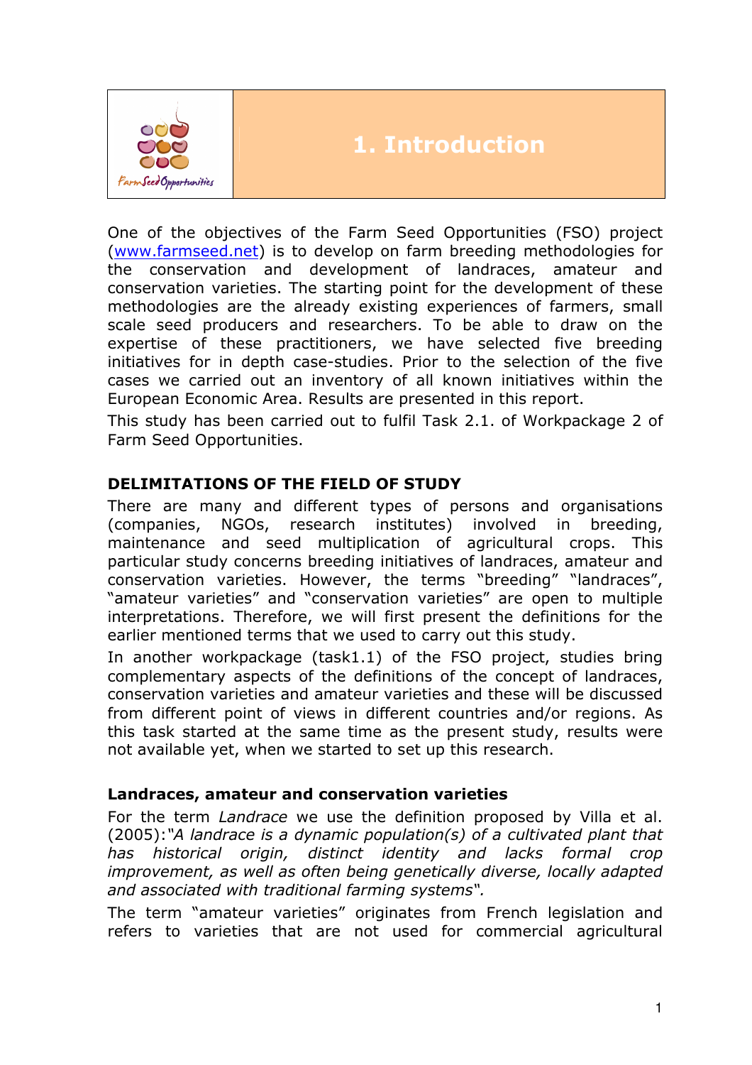# 1. Introduction

One of the objectives of the Farm Seed Opportunities (FSO) project (www.farmseed.net) is to develop on farm breeding methodologies for the conservation and development of landraces, amateur and conservation varieties. The starting point for the development of these methodologies are the already existing experiences of farmers, small scale seed producers and researchers. To be able to draw on the expertise of these practitioners, we have selected five breeding initiatives for in depth case-studies. Prior to the selection of the five cases we carried out an inventory of all known initiatives within the European Economic Area. Results are presented in this report.

This study has been carried out to fulfil Task 2.1. of Workpackage 2 of Farm Seed Opportunities.

## DELIMITATIONS OF THE FIELD OF STUDY

There are many and different types of persons and organisations (companies, NGOs, research institutes) involved in breeding, maintenance and seed multiplication of agricultural crops. This particular study concerns breeding initiatives of landraces, amateur and conservation varieties. However, the terms "breeding" "landraces", "amateur varieties" and "conservation varieties" are open to multiple interpretations. Therefore, we will first present the definitions for the earlier mentioned terms that we used to carry out this study.

In another workpackage (task1.1) of the FSO project, studies bring complementary aspects of the definitions of the concept of landraces, conservation varieties and amateur varieties and these will be discussed from different point of views in different countries and/or regions. As this task started at the same time as the present study, results were not available yet, when we started to set up this research.

### Landraces, amateur and conservation varieties

For the term *Landrace* we use the definition proposed by Villa et al. (2005):*"A landrace is a dynamic population(s) of a cultivated plant that has historical origin, distinct identity and lacks formal crop improvement, as well as often being genetically diverse, locally adapted and associated with traditional farming systems".*

The term "amateur varieties" originates from French legislation and refers to varieties that are not used for commercial agricultural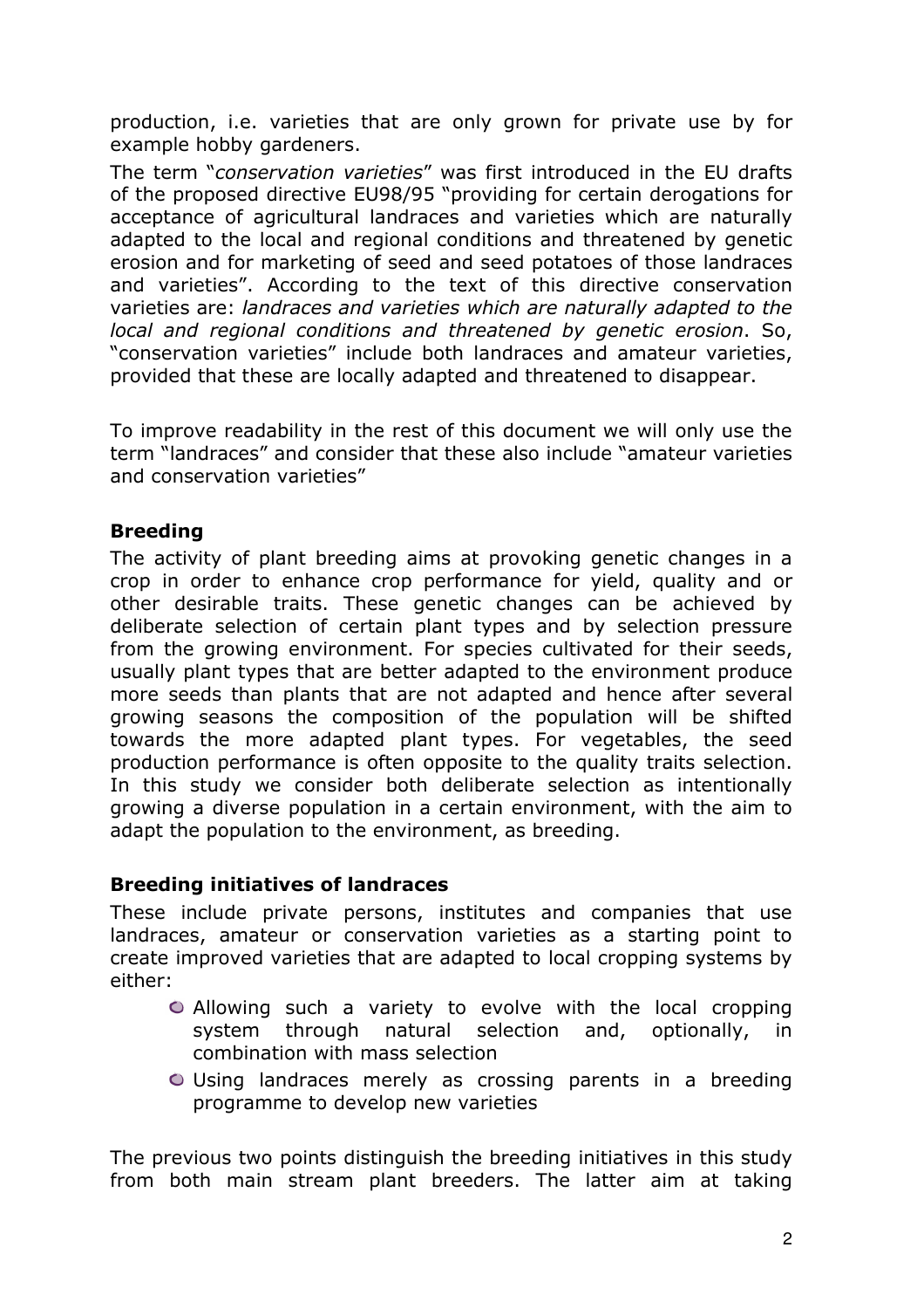production, i.e. varieties that are only grown for private use by for example hobby gardeners.

The term "*conservation varieties*" was first introduced in the EU drafts of the proposed directive EU98/95 "providing for certain derogations for acceptance of agricultural landraces and varieties which are naturally adapted to the local and regional conditions and threatened by genetic erosion and for marketing of seed and seed potatoes of those landraces and varieties". According to the text of this directive conservation varieties are: *landraces and varieties which are naturally adapted to the local and regional conditions and threatened by genetic erosion*. So, "conservation varieties" include both landraces and amateur varieties, provided that these are locally adapted and threatened to disappear.

To improve readability in the rest of this document we will only use the term "landraces" and consider that these also include "amateur varieties and conservation varieties"

**Breeding**

The activity of plant breeding aims at provoking genetic changes in a crop in order to enhance crop performance for yield, quality and or other desirable traits. These genetic changes can be achieved by deliberate selection of certain plant types and by selection pressure from the growing environment. For species cultivated for their seeds, usually plant types that are better adapted to the environment produce more seeds than plants that are not adapted and hence after several growing seasons the composition of the population will be shifted towards the more adapted plant types. For vegetables, the seed production performance is often opposite to the quality traits selection. In this study we consider both deliberate selection as intentionally growing a diverse population in a certain environment, with the aim to adapt the population to the environment, as breeding.

**Breeding initiatives of landraces**

These include private persons, institutes and companies that use landraces, amateur or conservation varieties as a starting point to create improved varieties that are adapted to local cropping systems by either:

- Allowing such a variety to evolve with the local cropping system through natural selection and, optionally, in combination with mass selection
- Using landraces merely as crossing parents in a breeding programme to develop new varieties

The previous two points distinguish the breeding initiatives in this study from both main stream plant breeders. The latter aim at taking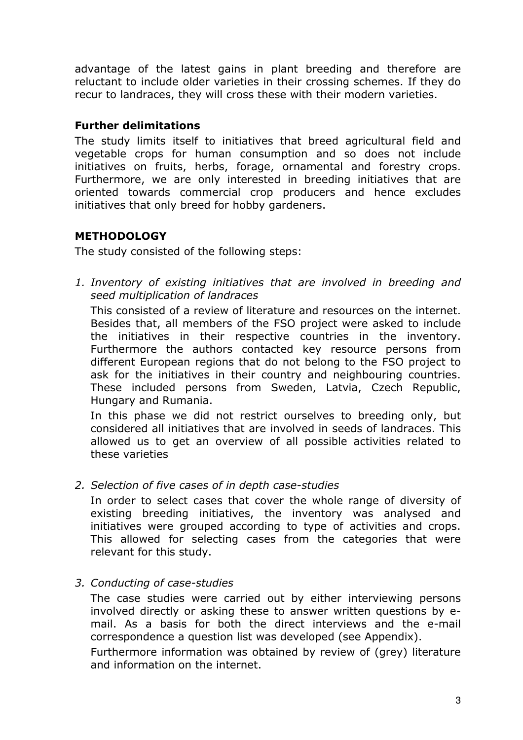advantage of the latest gains in plant breeding and therefore are reluctant to include older varieties in their crossing schemes. If they do recur to landraces, they will cross these with their modern varieties.

### Further delimitations

The study limits itself to initiatives that breed agricultural field and vegetable crops for human consumption and so does not include initiatives on fruits, herbs, forage, ornamental and forestry crops. Furthermore, we are only interested in breeding initiatives that are oriented towards commercial crop producers and hence excludes initiatives that only breed for hobby gardeners.

## METHODOLOGY

The study consisted of the following steps:

1. *Inventory of existing initiatives that are involved in breeding and seed multiplication of landraces*

   This consisted of a review of literature and resources on the internet. Besides that, all members of the FSO project were asked to include the initiatives in their respective countries in the inventory. Furthermore the authors contacted key resource persons from different European regions that do not belong to the FSO project to ask for the initiatives in their country and neighbouring countries. These included persons from Sweden, Latvia, Czech Republic, Hungary and Rumania.

   In this phase we did not restrict ourselves to breeding only, but considered all initiatives that are involved in seeds of landraces. This allowed us to get an overview of all possible activities related to these varieties

2. *Selection of five cases of in depth case-studies*

   In order to select cases that cover the whole range of diversity of existing breeding initiatives, the inventory was analysed and initiatives were grouped according to type of activities and crops. This allowed for selecting cases from the categories that were relevant for this study.

3. *Conducting of case-studies*

   The case studies were carried out by either interviewing persons involved directly or asking these to answer written questions by e-mail. As a basis for both the direct interviews and the e-mail correspondence a question list was developed (see Appendix).

   Furthermore information was obtained by review of (grey) literature and information on the internet.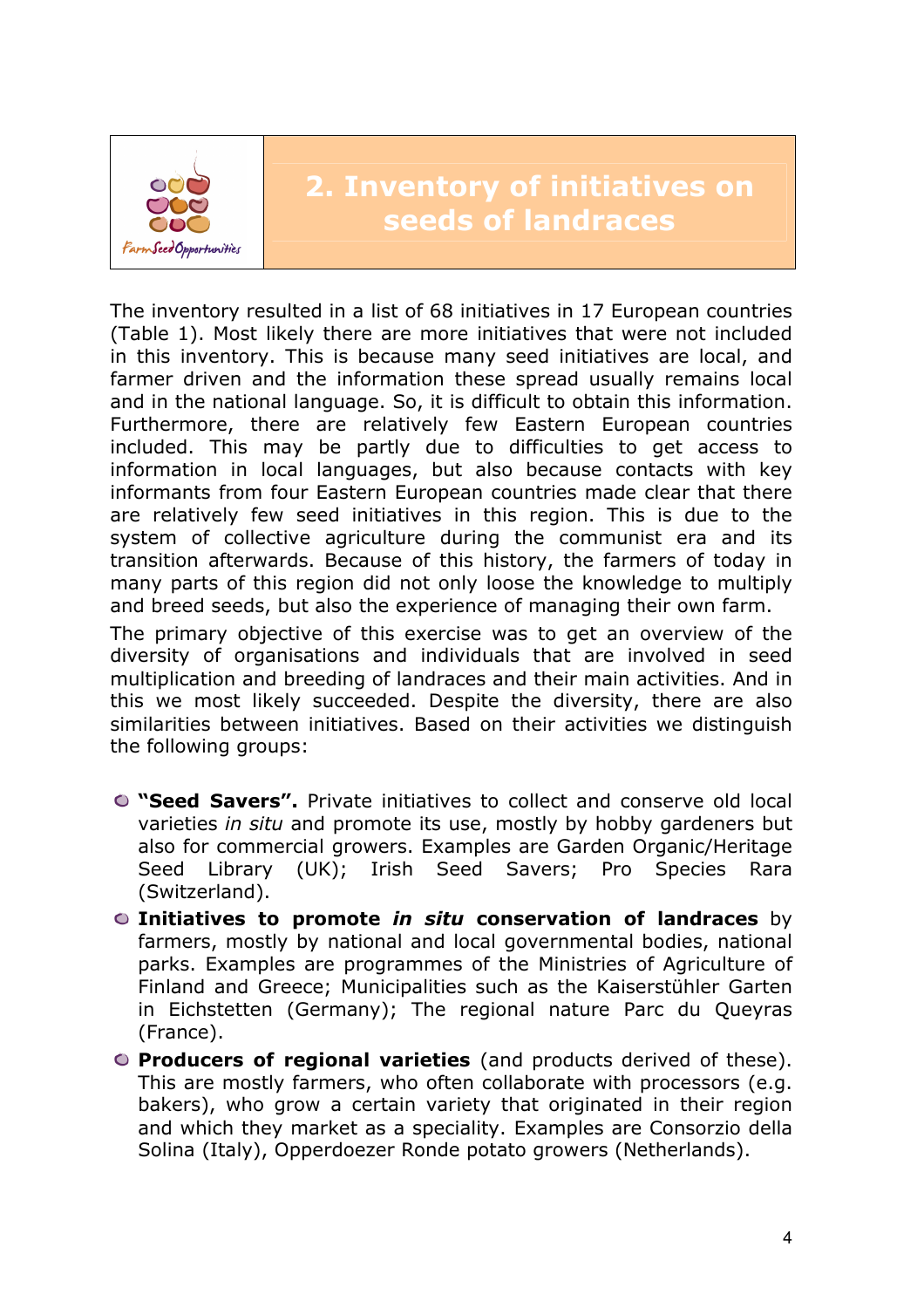## 2. Inventory of initiatives on seeds of landraces

The inventory resulted in a list of 68 initiatives in 17 European countries (Table 1). Most likely there are more initiatives that were not included in this inventory. This is because many seed initiatives are local, and farmer driven and the information these spread usually remains local and in the national language. So, it is difficult to obtain this information. Furthermore, there are relatively few Eastern European countries included. This may be partly due to difficulties to get access to information in local languages, but also because contacts with key informants from four Eastern European countries made clear that there are relatively few seed initiatives in this region. This is due to the system of collective agriculture during the communist era and its transition afterwards. Because of this history, the farmers of today in many parts of this region did not only loose the knowledge to multiply and breed seeds, but also the experience of managing their own farm.

The primary objective of this exercise was to get an overview of the diversity of organisations and individuals that are involved in seed multiplication and breeding of landraces and their main activities. And in this we most likely succeeded. Despite the diversity, there are also similarities between initiatives. Based on their activities we distinguish the following groups:

- **"Seed Savers".** Private initiatives to collect and conserve old local varieties *in situ* and promote its use, mostly by hobby gardeners but also for commercial growers. Examples are Garden Organic/Heritage Seed Library (UK); Irish Seed Savers; Pro Species Rara (Switzerland).
- **Initiatives to promote *in situ* conservation of landraces** by farmers, mostly by national and local governmental bodies, national parks. Examples are programmes of the Ministries of Agriculture of Finland and Greece; Municipalities such as the Kaiserstühler Garten in Eichstetten (Germany); The regional nature Parc du Queyras (France).
- **Producers of regional varieties** (and products derived of these). This are mostly farmers, who often collaborate with processors (e.g. bakers), who grow a certain variety that originated in their region and which they market as a speciality. Examples are Consorzio della Solina (Italy), Opperdoezer Ronde potato growers (Netherlands).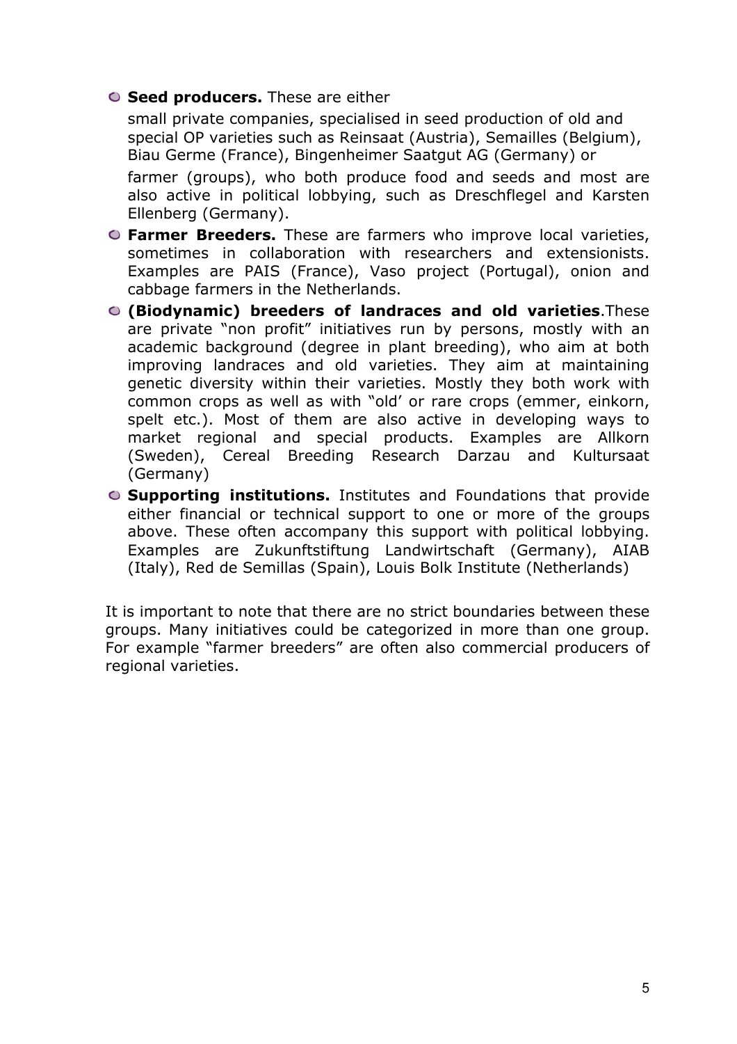- **Seed producers.** These are either

  small private companies, specialised in seed production of old and special OP varieties such as Reinsaat (Austria), Semailles (Belgium), Biau Germe (France), Bingenheimer Saatgut AG (Germany) or

  farmer (groups), who both produce food and seeds and most are also active in political lobbying, such as Dreschflegel and Karsten Ellenberg (Germany).
- **Farmer Breeders.** These are farmers who improve local varieties, sometimes in collaboration with researchers and extensionists. Examples are PAIS (France), Vaso project (Portugal), onion and cabbage farmers in the Netherlands.
- **(Biodynamic) breeders of landraces and old varieties**.These are private "non profit" initiatives run by persons, mostly with an academic background (degree in plant breeding), who aim at both improving landraces and old varieties. They aim at maintaining genetic diversity within their varieties. Mostly they both work with common crops as well as with "old' or rare crops (emmer, einkorn, spelt etc.). Most of them are also active in developing ways to market regional and special products. Examples are Allkorn (Sweden), Cereal Breeding Research Darzau and Kultursaat (Germany)
- **Supporting institutions.** Institutes and Foundations that provide either financial or technical support to one or more of the groups above. These often accompany this support with political lobbying. Examples are Zukunftstiftung Landwirtschaft (Germany), AIAB (Italy), Red de Semillas (Spain), Louis Bolk Institute (Netherlands)

It is important to note that there are no strict boundaries between these groups. Many initiatives could be categorized in more than one group. For example "farmer breeders" are often also commercial producers of regional varieties.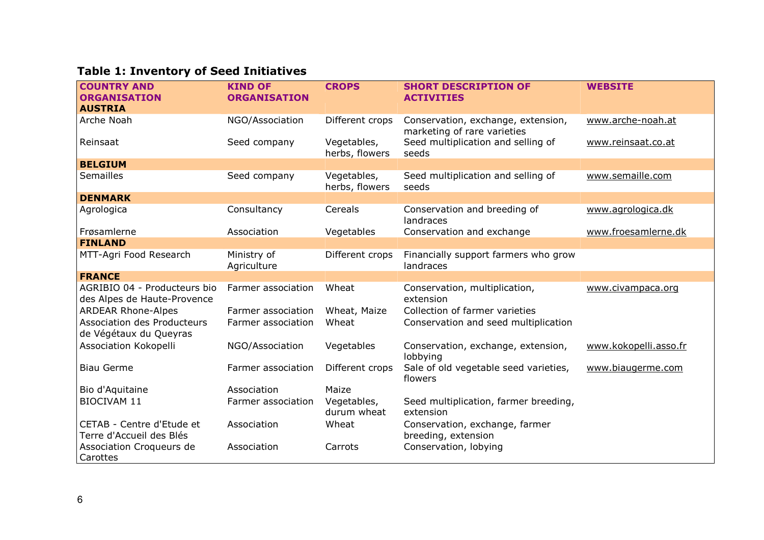**Table 1: Inventory of Seed Initiatives**

| COUNTRY AND ORGANISATION | KIND OF ORGANISATION | CROPS | SHORT DESCRIPTION OF ACTIVITIES | WEBSITE |
|---|---|---|---|---|
| **AUSTRIA** | | | | |
| Arche Noah | NGO/Association | Different crops | Conservation, exchange, extension, marketing of rare varieties | www.arche-noah.at |
| Reinsaat | Seed company | Vegetables, herbs, flowers | Seed multiplication and selling of seeds | www.reinsaat.co.at |
| **BELGIUM** | | | | |
| Semailles | Seed company | Vegetables, herbs, flowers | Seed multiplication and selling of seeds | www.semaille.com |
| **DENMARK** | | | | |
| Agrologica | Consultancy | Cereals | Conservation and breeding of landraces | www.agrologica.dk |
| Frøsamlerne | Association | Vegetables | Conservation and exchange | www.froesamlerne.dk |
| **FINLAND** | | | | |
| MTT-Agri Food Research | Ministry of Agriculture | Different crops | Financially support farmers who grow landraces | |
| **FRANCE** | | | | |
| AGRIBIO 04 - Producteurs bio des Alpes de Haute-Provence | Farmer association | Wheat | Conservation, multiplication, extension | www.civampaca.org |
| ARDEAR Rhone-Alpes | Farmer association | Wheat, Maize | Collection of farmer varieties | |
| Association des Producteurs de Végétaux du Queyras | Farmer association | Wheat | Conservation and seed multiplication | |
| Association Kokopelli | NGO/Association | Vegetables | Conservation, exchange, extension, lobbying | www.kokopelli.asso.fr |
| Biau Germe | Farmer association | Different crops | Sale of old vegetable seed varieties, flowers | www.biaugerme.com |
| Bio d'Aquitaine | Association | Maize | | |
| BIOCIVAM 11 | Farmer association | Vegetables, durum wheat | Seed multiplication, farmer breeding, extension | |
| CETAB - Centre d'Etude et Terre d'Accueil des Blés | Association | Wheat | Conservation, exchange, farmer breeding, extension | |
| Association Croqueurs de Carottes | Association | Carrots | Conservation, lobying | |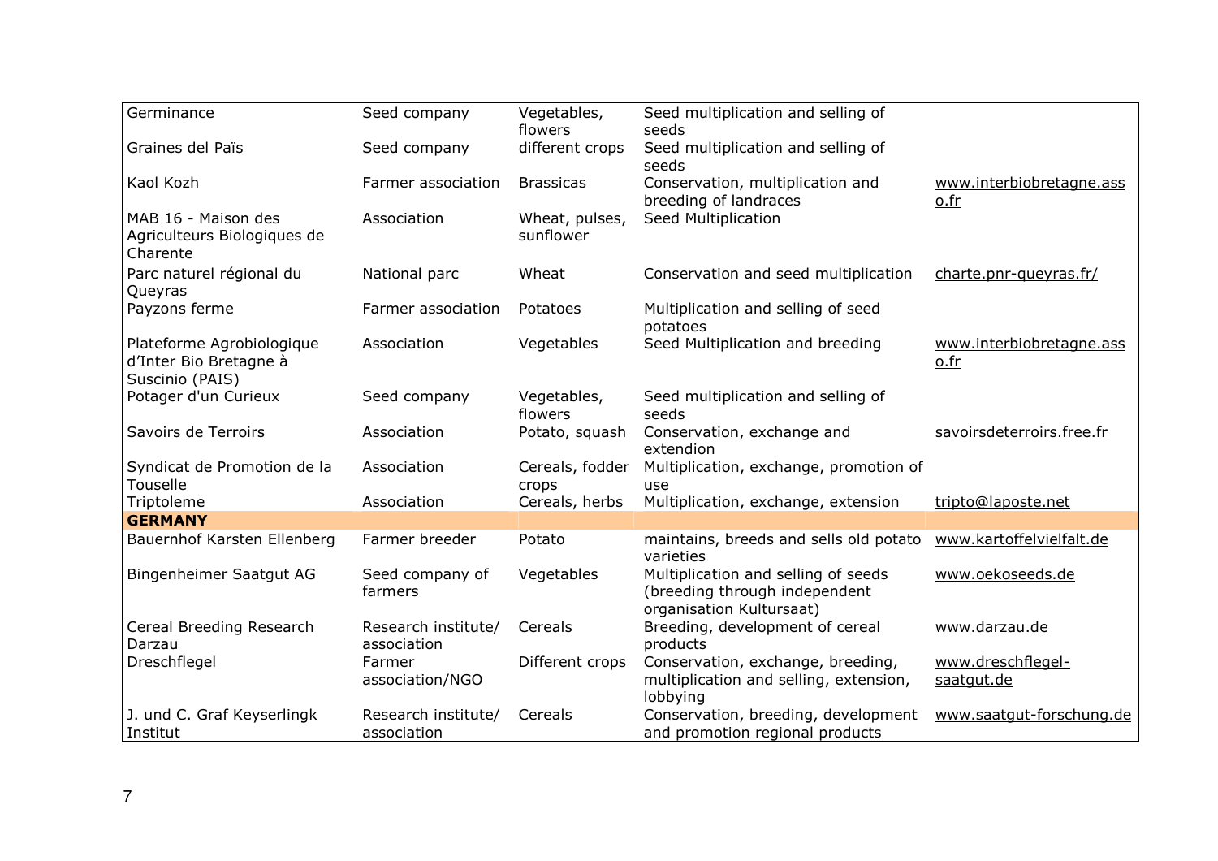| | | | | |
|---|---|---|---|---|
| Germinance | Seed company | Vegetables, flowers | Seed multiplication and selling of seeds | |
| Graines del Païs | Seed company | different crops | Seed multiplication and selling of seeds | |
| Kaol Kozh | Farmer association | Brassicas | Conservation, multiplication and breeding of landraces | www.interbiobretagne.asso.fr |
| MAB 16 - Maison des Agriculteurs Biologiques de Charente | Association | Wheat, pulses, sunflower | Seed Multiplication | |
| Parc naturel régional du Queyras | National parc | Wheat | Conservation and seed multiplication | charte.pnr-queyras.fr/ |
| Payzons ferme | Farmer association | Potatoes | Multiplication and selling of seed potatoes | |
| Plateforme Agrobiologique d'Inter Bio Bretagne à Suscinio (PAIS) | Association | Vegetables | Seed Multiplication and breeding | www.interbiobretagne.asso.fr |
| Potager d'un Curieux | Seed company | Vegetables, flowers | Seed multiplication and selling of seeds | |
| Savoirs de Terroirs | Association | Potato, squash | Conservation, exchange and extendion | savoirsdeterroirs.free.fr |
| Syndicat de Promotion de la Touselle | Association | Cereals, fodder crops | Multiplication, exchange, promotion of use | |
| Triptoleme | Association | Cereals, herbs | Multiplication, exchange, extension | tripto@laposte.net |
| **GERMANY** | | | | |
| Bauernhof Karsten Ellenberg | Farmer breeder | Potato | maintains, breeds and sells old potato varieties | www.kartoffelvielfalt.de |
| Bingenheimer Saatgut AG | Seed company of farmers | Vegetables | Multiplication and selling of seeds (breeding through independent organisation Kultursaat) | www.oekoseeds.de |
| Cereal Breeding Research Darzau | Research institute/ association | Cereals | Breeding, development of cereal products | www.darzau.de |
| Dreschflegel | Farmer association/NGO | Different crops | Conservation, exchange, breeding, multiplication and selling, extension, lobbying | www.dreschflegel-saatgut.de |
| J. und C. Graf Keyserlingk Institut | Research institute/ association | Cereals | Conservation, breeding, development and promotion regional products | www.saatgut-forschung.de |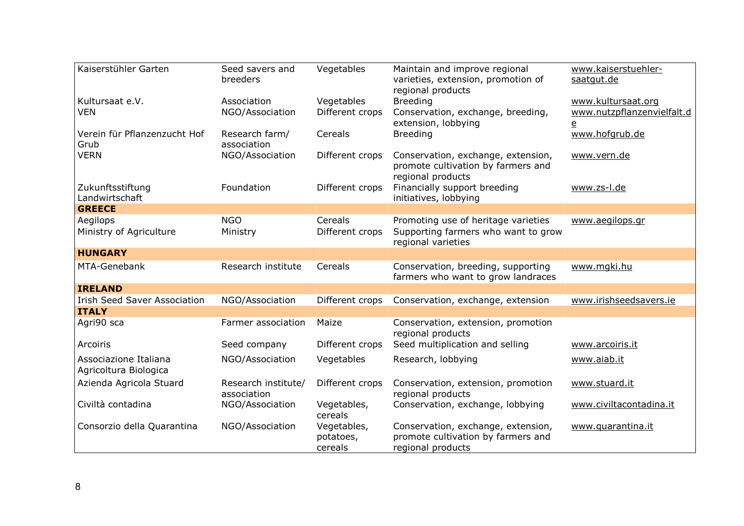| | | | | |
|---|---|---|---|---|
| Kaiserstühler Garten | Seed savers and breeders | Vegetables | Maintain and improve regional varieties, extension, promotion of regional products | www.kaiserstuehler-saatgut.de |
| Kultursaat e.V. | Association | Vegetables | Breeding | www.kultursaat.org |
| VEN | NGO/Association | Different crops | Conservation, exchange, breeding, extension, lobbying | www.nutzpflanzenvielfalt.de |
| Verein für Pflanzenzucht Hof Grub | Research farm/ association | Cereals | Breeding | www.hofgrub.de |
| VERN | NGO/Association | Different crops | Conservation, exchange, extension, promote cultivation by farmers and regional products | www.vern.de |
| Zukunftsstiftung Landwirtschaft | Foundation | Different crops | Financially support breeding initiatives, lobbying | www.zs-l.de |
| **GREECE** | | | | |
| Aegilops | NGO | Cereals | Promoting use of heritage varieties | www.aegilops.gr |
| Ministry of Agriculture | Ministry | Different crops | Supporting farmers who want to grow regional varieties | |
| **HUNGARY** | | | | |
| MTA-Genebank | Research institute | Cereals | Conservation, breeding, supporting farmers who want to grow landraces | www.mgki.hu |
| **IRELAND** | | | | |
| Irish Seed Saver Association | NGO/Association | Different crops | Conservation, exchange, extension | www.irishseedsavers.ie |
| **ITALY** | | | | |
| Agri90 sca | Farmer association | Maize | Conservation, extension, promotion regional products | |
| Arcoiris | Seed company | Different crops | Seed multiplication and selling | www.arcoiris.it |
| Associazione Italiana Agricoltura Biologica | NGO/Association | Vegetables | Research, lobbying | www.aiab.it |
| Azienda Agricola Stuard | Research institute/ association | Different crops | Conservation, extension, promotion regional products | www.stuard.it |
| Civiltà contadina | NGO/Association | Vegetables, cereals | Conservation, exchange, lobbying | www.civiltacontadina.it |
| Consorzio della Quarantina | NGO/Association | Vegetables, potatoes, cereals | Conservation, exchange, extension, promote cultivation by farmers and regional products | www.quarantina.it |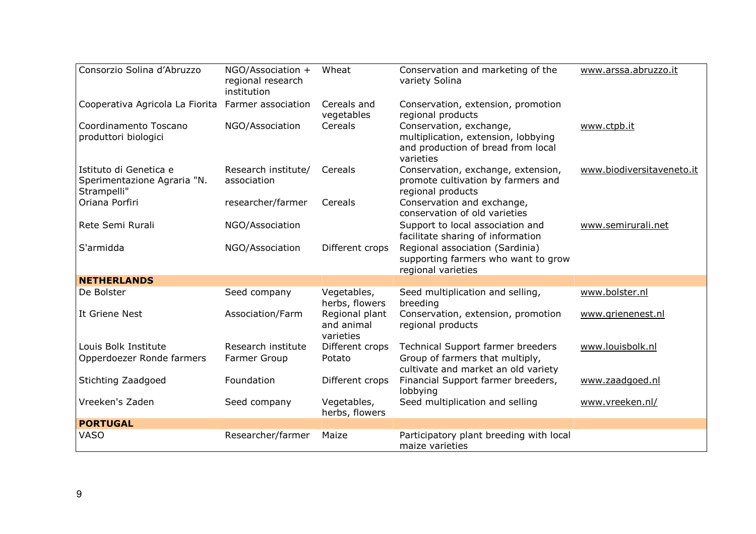| | | | | |
|---|---|---|---|---|
| Consorzio Solina d'Abruzzo | NGO/Association + regional research institution | Wheat | Conservation and marketing of the variety Solina | www.arssa.abruzzo.it |
| Cooperativa Agricola La Fiorita | Farmer association | Cereals and vegetables | Conservation, extension, promotion regional products | |
| Coordinamento Toscano produttori biologici | NGO/Association | Cereals | Conservation, exchange, multiplication, extension, lobbying and production of bread from local varieties | www.ctpb.it |
| Istituto di Genetica e Sperimentazione Agraria "N. Strampelli" | Research institute/ association | Cereals | Conservation, exchange, extension, promote cultivation by farmers and regional products | www.biodiversitaveneto.it |
| Oriana Porfiri | researcher/farmer | Cereals | Conservation and exchange, conservation of old varieties | |
| Rete Semi Rurali | NGO/Association | | Support to local association and facilitate sharing of information | www.semirurali.net |
| S'armidda | NGO/Association | Different crops | Regional association (Sardinia) supporting farmers who want to grow regional varieties | |
| **NETHERLANDS** | | | | |
| De Bolster | Seed company | Vegetables, herbs, flowers | Seed multiplication and selling, breeding | www.bolster.nl |
| It Griene Nest | Association/Farm | Regional plant and animal varieties | Conservation, extension, promotion regional products | www.grienenest.nl |
| Louis Bolk Institute | Research institute | Different crops | Technical Support farmer breeders | www.louisbolk.nl |
| Opperdoezer Ronde farmers | Farmer Group | Potato | Group of farmers that multiply, cultivate and market an old variety | |
| Stichting Zaadgoed | Foundation | Different crops | Financial Support farmer breeders, lobbying | www.zaadgoed.nl |
| Vreeken's Zaden | Seed company | Vegetables, herbs, flowers | Seed multiplication and selling | www.vreeken.nl/ |
| **PORTUGAL** | | | | |
| VASO | Researcher/farmer | Maize | Participatory plant breeding with local maize varieties | |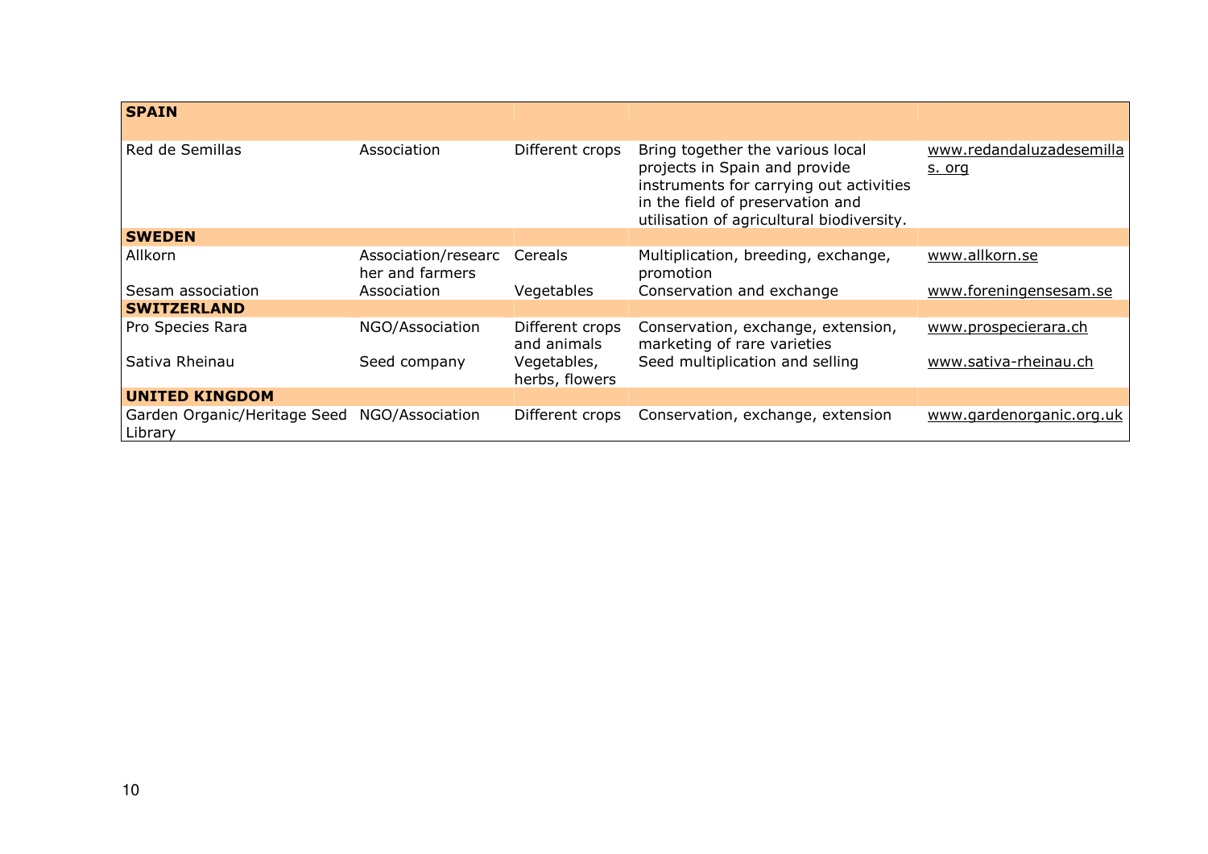| **SPAIN** | | | | |
|---|---|---|---|---|
| Red de Semillas | Association | Different crops | Bring together the various local projects in Spain and provide instruments for carrying out activities in the field of preservation and utilisation of agricultural biodiversity. | www.redandaluzadesemillas. org |
| **SWEDEN** | | | | |
| Allkorn | Association/researcher and farmers | Cereals | Multiplication, breeding, exchange, promotion | www.allkorn.se |
| Sesam association | Association | Vegetables | Conservation and exchange | www.foreningensesam.se |
| **SWITZERLAND** | | | | |
| Pro Species Rara | NGO/Association | Different crops and animals | Conservation, exchange, extension, marketing of rare varieties | www.prospecierara.ch |
| Sativa Rheinau | Seed company | Vegetables, herbs, flowers | Seed multiplication and selling | www.sativa-rheinau.ch |
| **UNITED KINGDOM** | | | | |
| Garden Organic/Heritage Seed Library | NGO/Association | Different crops | Conservation, exchange, extension | www.gardenorganic.org.uk |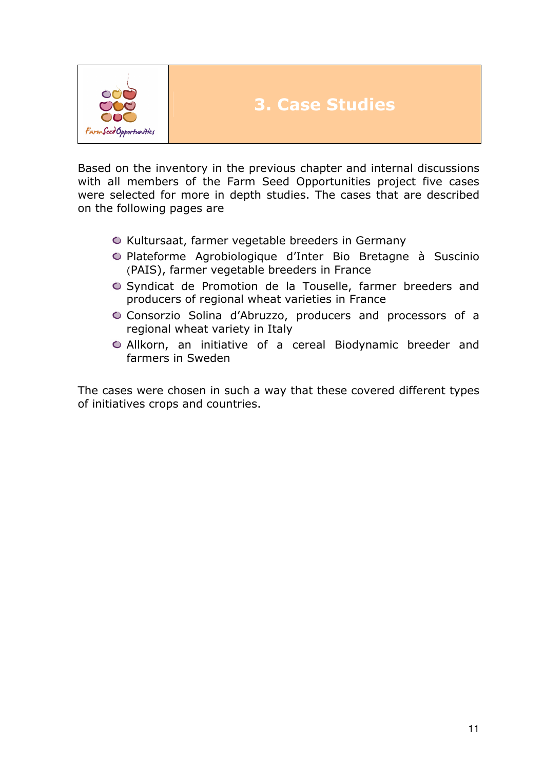# 3. Case Studies

Based on the inventory in the previous chapter and internal discussions with all members of the Farm Seed Opportunities project five cases were selected for more in depth studies. The cases that are described on the following pages are

- Kultursaat, farmer vegetable breeders in Germany
- Plateforme Agrobiologique d'Inter Bio Bretagne à Suscinio (PAIS), farmer vegetable breeders in France
- Syndicat de Promotion de la Touselle, farmer breeders and producers of regional wheat varieties in France
- Consorzio Solina d'Abruzzo, producers and processors of a regional wheat variety in Italy
- Allkorn, an initiative of a cereal Biodynamic breeder and farmers in Sweden

The cases were chosen in such a way that these covered different types of initiatives crops and countries.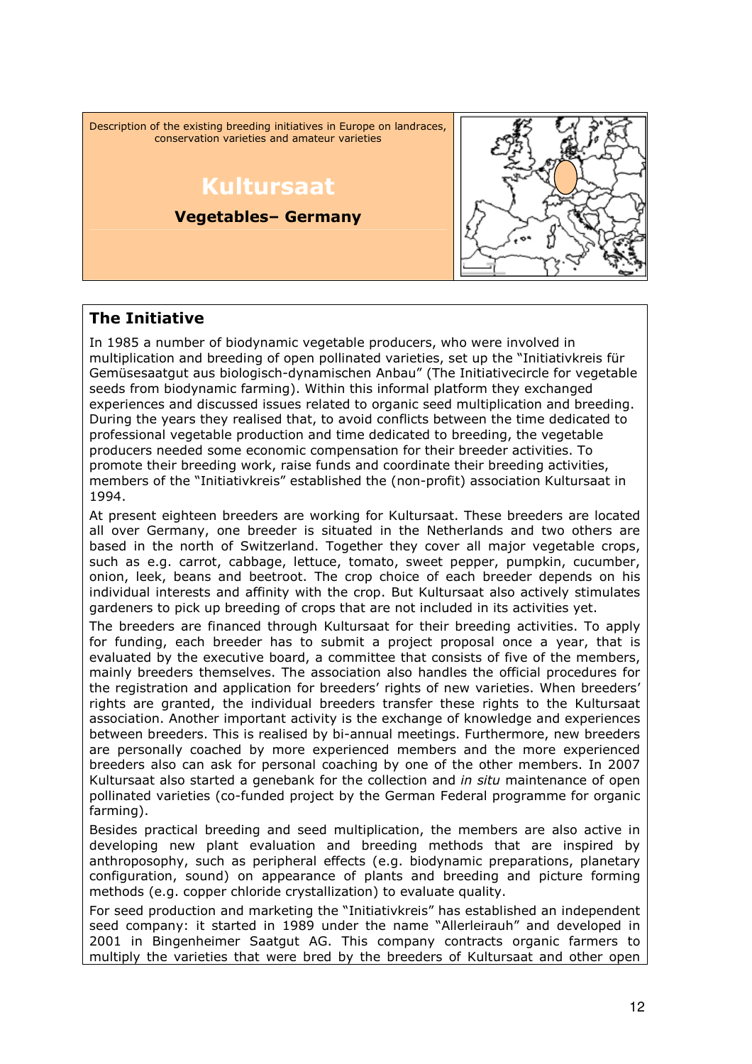Description of the existing breeding initiatives in Europe on landraces, conservation varieties and amateur varieties

# Kultursaat

**Vegetables– Germany**

## The Initiative

In 1985 a number of biodynamic vegetable producers, who were involved in multiplication and breeding of open pollinated varieties, set up the "Initiativkreis für Gemüsesaatgut aus biologisch-dynamischen Anbau" (The Initiativecircle for vegetable seeds from biodynamic farming). Within this informal platform they exchanged experiences and discussed issues related to organic seed multiplication and breeding. During the years they realised that, to avoid conflicts between the time dedicated to professional vegetable production and time dedicated to breeding, the vegetable producers needed some economic compensation for their breeder activities. To promote their breeding work, raise funds and coordinate their breeding activities, members of the "Initiativkreis" established the (non-profit) association Kultursaat in 1994.

At present eighteen breeders are working for Kultursaat. These breeders are located all over Germany, one breeder is situated in the Netherlands and two others are based in the north of Switzerland. Together they cover all major vegetable crops, such as e.g. carrot, cabbage, lettuce, tomato, sweet pepper, pumpkin, cucumber, onion, leek, beans and beetroot. The crop choice of each breeder depends on his individual interests and affinity with the crop. But Kultursaat also actively stimulates gardeners to pick up breeding of crops that are not included in its activities yet.

The breeders are financed through Kultursaat for their breeding activities. To apply for funding, each breeder has to submit a project proposal once a year, that is evaluated by the executive board, a committee that consists of five of the members, mainly breeders themselves. The association also handles the official procedures for the registration and application for breeders' rights of new varieties. When breeders' rights are granted, the individual breeders transfer these rights to the Kultursaat association. Another important activity is the exchange of knowledge and experiences between breeders. This is realised by bi-annual meetings. Furthermore, new breeders are personally coached by more experienced members and the more experienced breeders also can ask for personal coaching by one of the other members. In 2007 Kultursaat also started a genebank for the collection and *in situ* maintenance of open pollinated varieties (co-funded project by the German Federal programme for organic farming).

Besides practical breeding and seed multiplication, the members are also active in developing new plant evaluation and breeding methods that are inspired by anthroposophy, such as peripheral effects (e.g. biodynamic preparations, planetary configuration, sound) on appearance of plants and breeding and picture forming methods (e.g. copper chloride crystallization) to evaluate quality.

For seed production and marketing the "Initiativkreis" has established an independent seed company: it started in 1989 under the name "Allerleirauh" and developed in 2001 in Bingenheimer Saatgut AG. This company contracts organic farmers to multiply the varieties that were bred by the breeders of Kultursaat and other open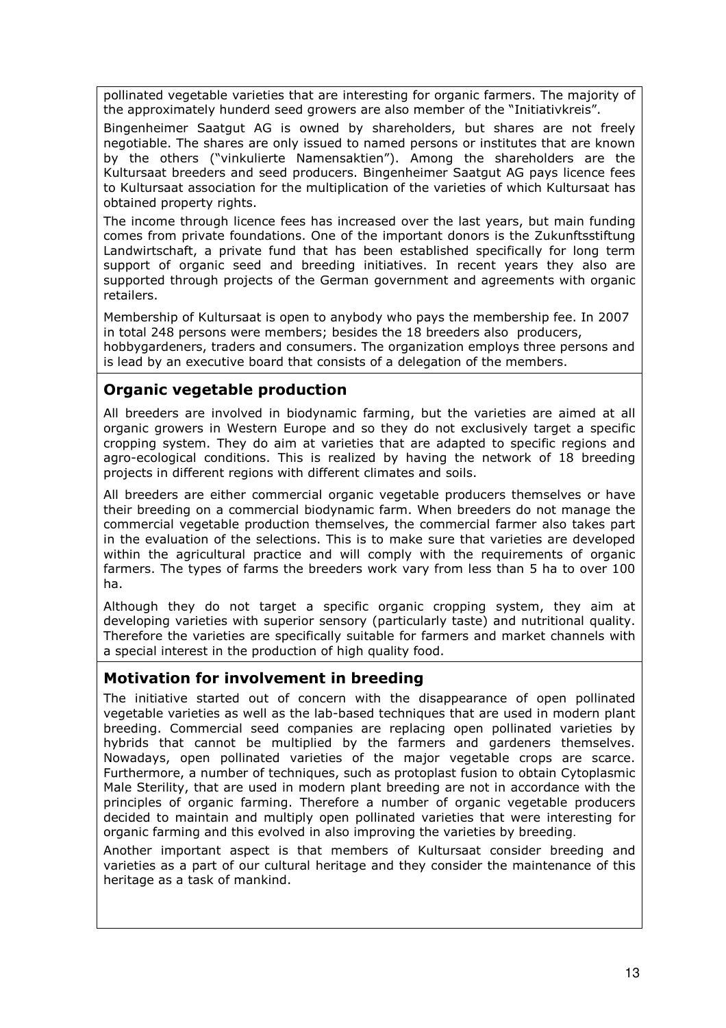pollinated vegetable varieties that are interesting for organic farmers. The majority of the approximately hunderd seed growers are also member of the "Initiativkreis".

Bingenheimer Saatgut AG is owned by shareholders, but shares are not freely negotiable. The shares are only issued to named persons or institutes that are known by the others ("vinkulierte Namensaktien"). Among the shareholders are the Kultursaat breeders and seed producers. Bingenheimer Saatgut AG pays licence fees to Kultursaat association for the multiplication of the varieties of which Kultursaat has obtained property rights.

The income through licence fees has increased over the last years, but main funding comes from private foundations. One of the important donors is the Zukunftsstiftung Landwirtschaft, a private fund that has been established specifically for long term support of organic seed and breeding initiatives. In recent years they also are supported through projects of the German government and agreements with organic retailers.

Membership of Kultursaat is open to anybody who pays the membership fee. In 2007 in total 248 persons were members; besides the 18 breeders also producers, hobbygardeners, traders and consumers. The organization employs three persons and is lead by an executive board that consists of a delegation of the members.

## Organic vegetable production

All breeders are involved in biodynamic farming, but the varieties are aimed at all organic growers in Western Europe and so they do not exclusively target a specific cropping system. They do aim at varieties that are adapted to specific regions and agro-ecological conditions. This is realized by having the network of 18 breeding projects in different regions with different climates and soils.

All breeders are either commercial organic vegetable producers themselves or have their breeding on a commercial biodynamic farm. When breeders do not manage the commercial vegetable production themselves, the commercial farmer also takes part in the evaluation of the selections. This is to make sure that varieties are developed within the agricultural practice and will comply with the requirements of organic farmers. The types of farms the breeders work vary from less than 5 ha to over 100 ha.

Although they do not target a specific organic cropping system, they aim at developing varieties with superior sensory (particularly taste) and nutritional quality. Therefore the varieties are specifically suitable for farmers and market channels with a special interest in the production of high quality food.

## Motivation for involvement in breeding

The initiative started out of concern with the disappearance of open pollinated vegetable varieties as well as the lab-based techniques that are used in modern plant breeding. Commercial seed companies are replacing open pollinated varieties by hybrids that cannot be multiplied by the farmers and gardeners themselves. Nowadays, open pollinated varieties of the major vegetable crops are scarce. Furthermore, a number of techniques, such as protoplast fusion to obtain Cytoplasmic Male Sterility, that are used in modern plant breeding are not in accordance with the principles of organic farming. Therefore a number of organic vegetable producers decided to maintain and multiply open pollinated varieties that were interesting for organic farming and this evolved in also improving the varieties by breeding.

Another important aspect is that members of Kultursaat consider breeding and varieties as a part of our cultural heritage and they consider the maintenance of this heritage as a task of mankind.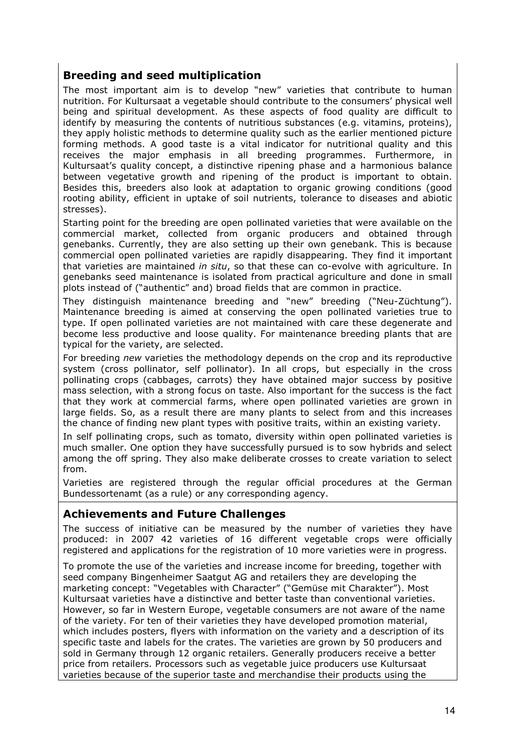## Breeding and seed multiplication

The most important aim is to develop "new" varieties that contribute to human nutrition. For Kultursaat a vegetable should contribute to the consumers' physical well being and spiritual development. As these aspects of food quality are difficult to identify by measuring the contents of nutritious substances (e.g. vitamins, proteins), they apply holistic methods to determine quality such as the earlier mentioned picture forming methods. A good taste is a vital indicator for nutritional quality and this receives the major emphasis in all breeding programmes. Furthermore, in Kultursaat's quality concept, a distinctive ripening phase and a harmonious balance between vegetative growth and ripening of the product is important to obtain. Besides this, breeders also look at adaptation to organic growing conditions (good rooting ability, efficient in uptake of soil nutrients, tolerance to diseases and abiotic stresses).

Starting point for the breeding are open pollinated varieties that were available on the commercial market, collected from organic producers and obtained through genebanks. Currently, they are also setting up their own genebank. This is because commercial open pollinated varieties are rapidly disappearing. They find it important that varieties are maintained *in situ*, so that these can co-evolve with agriculture. In genebanks seed maintenance is isolated from practical agriculture and done in small plots instead of ("authentic" and) broad fields that are common in practice.

They distinguish maintenance breeding and "new" breeding ("Neu-Züchtung"). Maintenance breeding is aimed at conserving the open pollinated varieties true to type. If open pollinated varieties are not maintained with care these degenerate and become less productive and loose quality. For maintenance breeding plants that are typical for the variety, are selected.

For breeding *new* varieties the methodology depends on the crop and its reproductive system (cross pollinator, self pollinator). In all crops, but especially in the cross pollinating crops (cabbages, carrots) they have obtained major success by positive mass selection, with a strong focus on taste. Also important for the success is the fact that they work at commercial farms, where open pollinated varieties are grown in large fields. So, as a result there are many plants to select from and this increases the chance of finding new plant types with positive traits, within an existing variety.

In self pollinating crops, such as tomato, diversity within open pollinated varieties is much smaller. One option they have successfully pursued is to sow hybrids and select among the off spring. They also make deliberate crosses to create variation to select from.

Varieties are registered through the regular official procedures at the German Bundessortenamt (as a rule) or any corresponding agency.

## Achievements and Future Challenges

The success of initiative can be measured by the number of varieties they have produced: in 2007 42 varieties of 16 different vegetable crops were officially registered and applications for the registration of 10 more varieties were in progress.

To promote the use of the varieties and increase income for breeding, together with seed company Bingenheimer Saatgut AG and retailers they are developing the marketing concept: "Vegetables with Character" ("Gemüse mit Charakter"). Most Kultursaat varieties have a distinctive and better taste than conventional varieties. However, so far in Western Europe, vegetable consumers are not aware of the name of the variety. For ten of their varieties they have developed promotion material, which includes posters, flyers with information on the variety and a description of its specific taste and labels for the crates. The varieties are grown by 50 producers and sold in Germany through 12 organic retailers. Generally producers receive a better price from retailers. Processors such as vegetable juice producers use Kultursaat varieties because of the superior taste and merchandise their products using the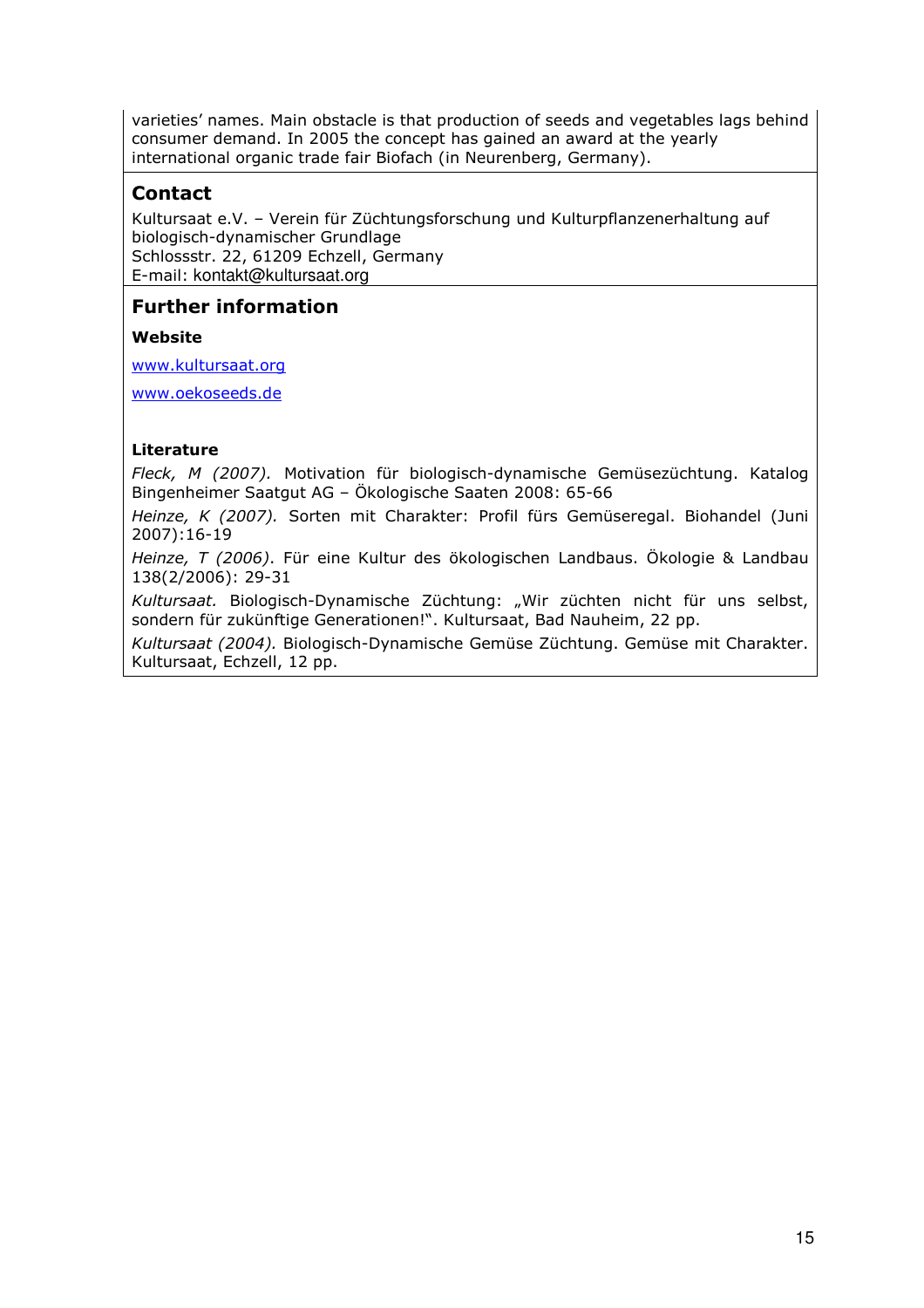varieties' names. Main obstacle is that production of seeds and vegetables lags behind consumer demand. In 2005 the concept has gained an award at the yearly international organic trade fair Biofach (in Neurenberg, Germany).

## Contact

Kultursaat e.V. – Verein für Züchtungsforschung und Kulturpflanzenerhaltung auf biologisch-dynamischer Grundlage
Schlossstr. 22, 61209 Echzell, Germany
E-mail: kontakt@kultursaat.org

## Further information

### Website

[www.kultursaat.org](www.kultursaat.org)

[www.oekoseeds.de](www.oekoseeds.de)

### Literature

*Fleck, M (2007).* Motivation für biologisch-dynamische Gemüsezüchtung. Katalog Bingenheimer Saatgut AG – Ökologische Saaten 2008: 65-66

*Heinze, K (2007).* Sorten mit Charakter: Profil fürs Gemüseregal. Biohandel (Juni 2007):16-19

*Heinze, T (2006)*. Für eine Kultur des ökologischen Landbaus. Ökologie & Landbau 138(2/2006): 29-31

*Kultursaat.* Biologisch-Dynamische Züchtung: „Wir züchten nicht für uns selbst, sondern für zukünftige Generationen!". Kultursaat, Bad Nauheim, 22 pp.

*Kultursaat (2004).* Biologisch-Dynamische Gemüse Züchtung. Gemüse mit Charakter. Kultursaat, Echzell, 12 pp.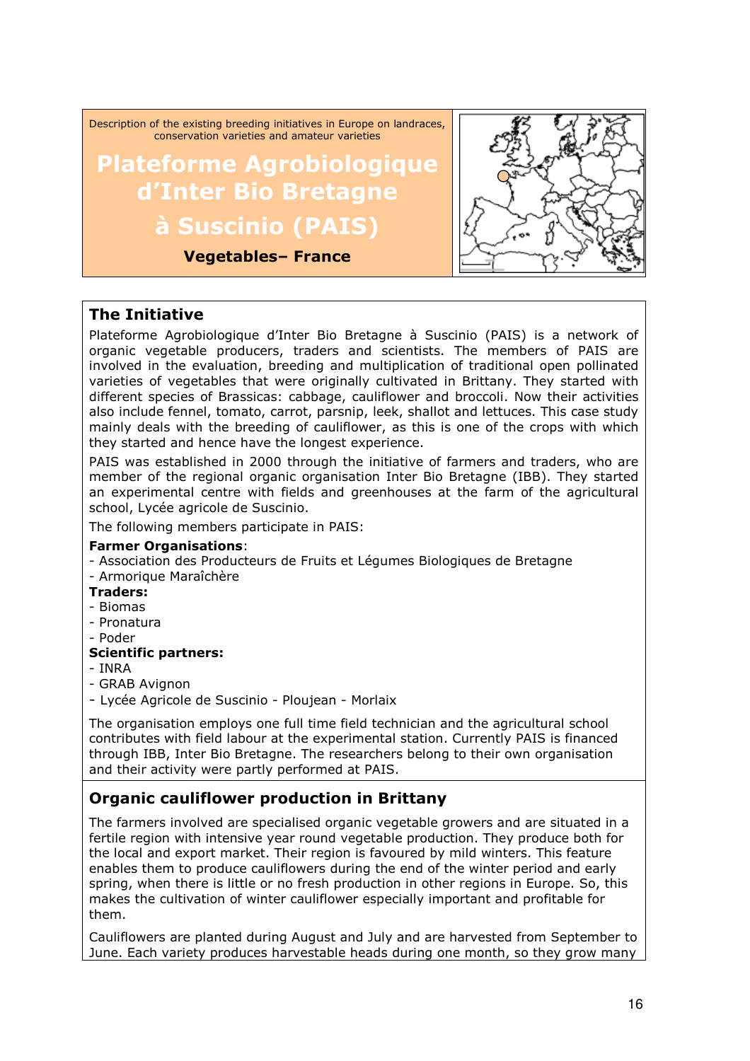Description of the existing breeding initiatives in Europe on landraces, conservation varieties and amateur varieties

# Plateforme Agrobiologique d'Inter Bio Bretagne à Suscinio (PAIS)

**Vegetables– France**

## The Initiative

Plateforme Agrobiologique d'Inter Bio Bretagne à Suscinio (PAIS) is a network of organic vegetable producers, traders and scientists. The members of PAIS are involved in the evaluation, breeding and multiplication of traditional open pollinated varieties of vegetables that were originally cultivated in Brittany. They started with different species of Brassicas: cabbage, cauliflower and broccoli. Now their activities also include fennel, tomato, carrot, parsnip, leek, shallot and lettuces. This case study mainly deals with the breeding of cauliflower, as this is one of the crops with which they started and hence have the longest experience.

PAIS was established in 2000 through the initiative of farmers and traders, who are member of the regional organic organisation Inter Bio Bretagne (IBB). They started an experimental centre with fields and greenhouses at the farm of the agricultural school, Lycée agricole de Suscinio.

The following members participate in PAIS:

**Farmer Organisations**:
- Association des Producteurs de Fruits et Légumes Biologiques de Bretagne
- Armorique Maraîchère

**Traders:**
- Biomas
- Pronatura
- Poder

**Scientific partners:**
- INRA
- GRAB Avignon
- Lycée Agricole de Suscinio - Ploujean - Morlaix

The organisation employs one full time field technician and the agricultural school contributes with field labour at the experimental station. Currently PAIS is financed through IBB, Inter Bio Bretagne. The researchers belong to their own organisation and their activity were partly performed at PAIS.

## Organic cauliflower production in Brittany

The farmers involved are specialised organic vegetable growers and are situated in a fertile region with intensive year round vegetable production. They produce both for the local and export market. Their region is favoured by mild winters. This feature enables them to produce cauliflowers during the end of the winter period and early spring, when there is little or no fresh production in other regions in Europe. So, this makes the cultivation of winter cauliflower especially important and profitable for them.

Cauliflowers are planted during August and July and are harvested from September to June. Each variety produces harvestable heads during one month, so they grow many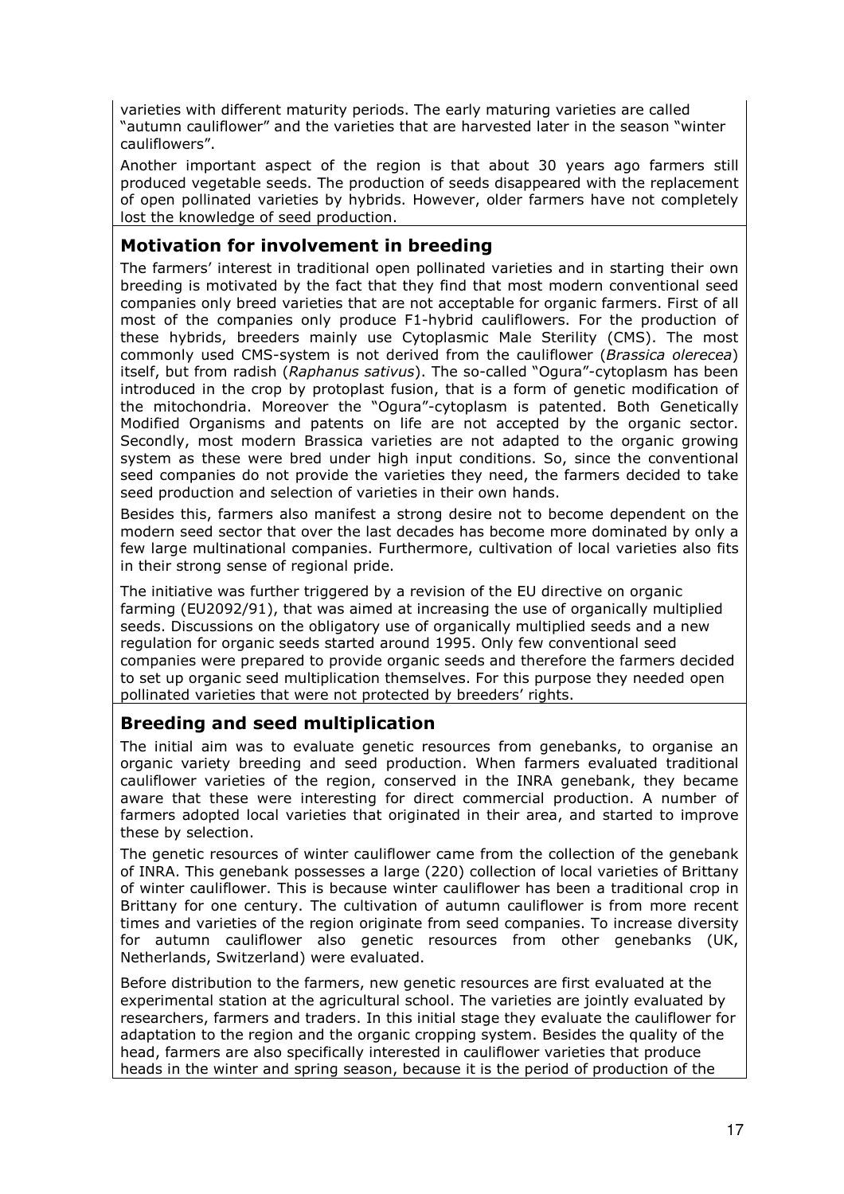varieties with different maturity periods. The early maturing varieties are called "autumn cauliflower" and the varieties that are harvested later in the season "winter cauliflowers".

Another important aspect of the region is that about 30 years ago farmers still produced vegetable seeds. The production of seeds disappeared with the replacement of open pollinated varieties by hybrids. However, older farmers have not completely lost the knowledge of seed production.

## Motivation for involvement in breeding

The farmers' interest in traditional open pollinated varieties and in starting their own breeding is motivated by the fact that they find that most modern conventional seed companies only breed varieties that are not acceptable for organic farmers. First of all most of the companies only produce F1-hybrid cauliflowers. For the production of these hybrids, breeders mainly use Cytoplasmic Male Sterility (CMS). The most commonly used CMS-system is not derived from the cauliflower (*Brassica olerecea*) itself, but from radish (*Raphanus sativus*). The so-called "Ogura"-cytoplasm has been introduced in the crop by protoplast fusion, that is a form of genetic modification of the mitochondria. Moreover the "Ogura"-cytoplasm is patented. Both Genetically Modified Organisms and patents on life are not accepted by the organic sector. Secondly, most modern Brassica varieties are not adapted to the organic growing system as these were bred under high input conditions. So, since the conventional seed companies do not provide the varieties they need, the farmers decided to take seed production and selection of varieties in their own hands.

Besides this, farmers also manifest a strong desire not to become dependent on the modern seed sector that over the last decades has become more dominated by only a few large multinational companies. Furthermore, cultivation of local varieties also fits in their strong sense of regional pride.

The initiative was further triggered by a revision of the EU directive on organic farming (EU2092/91), that was aimed at increasing the use of organically multiplied seeds. Discussions on the obligatory use of organically multiplied seeds and a new regulation for organic seeds started around 1995. Only few conventional seed companies were prepared to provide organic seeds and therefore the farmers decided to set up organic seed multiplication themselves. For this purpose they needed open pollinated varieties that were not protected by breeders' rights.

## Breeding and seed multiplication

The initial aim was to evaluate genetic resources from genebanks, to organise an organic variety breeding and seed production. When farmers evaluated traditional cauliflower varieties of the region, conserved in the INRA genebank, they became aware that these were interesting for direct commercial production. A number of farmers adopted local varieties that originated in their area, and started to improve these by selection.

The genetic resources of winter cauliflower came from the collection of the genebank of INRA. This genebank possesses a large (220) collection of local varieties of Brittany of winter cauliflower. This is because winter cauliflower has been a traditional crop in Brittany for one century. The cultivation of autumn cauliflower is from more recent times and varieties of the region originate from seed companies. To increase diversity for autumn cauliflower also genetic resources from other genebanks (UK, Netherlands, Switzerland) were evaluated.

Before distribution to the farmers, new genetic resources are first evaluated at the experimental station at the agricultural school. The varieties are jointly evaluated by researchers, farmers and traders. In this initial stage they evaluate the cauliflower for adaptation to the region and the organic cropping system. Besides the quality of the head, farmers are also specifically interested in cauliflower varieties that produce heads in the winter and spring season, because it is the period of production of the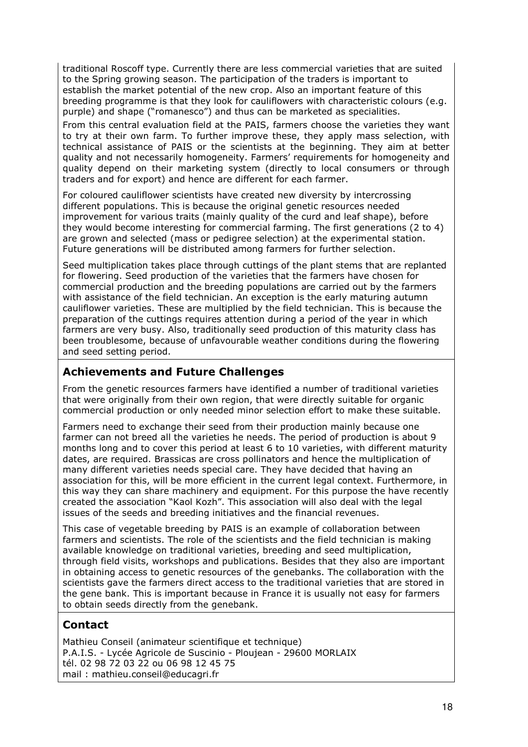traditional Roscoff type. Currently there are less commercial varieties that are suited to the Spring growing season. The participation of the traders is important to establish the market potential of the new crop. Also an important feature of this breeding programme is that they look for cauliflowers with characteristic colours (e.g. purple) and shape ("romanesco") and thus can be marketed as specialities.

From this central evaluation field at the PAIS, farmers choose the varieties they want to try at their own farm. To further improve these, they apply mass selection, with technical assistance of PAIS or the scientists at the beginning. They aim at better quality and not necessarily homogeneity. Farmers' requirements for homogeneity and quality depend on their marketing system (directly to local consumers or through traders and for export) and hence are different for each farmer.

For coloured cauliflower scientists have created new diversity by intercrossing different populations. This is because the original genetic resources needed improvement for various traits (mainly quality of the curd and leaf shape), before they would become interesting for commercial farming. The first generations (2 to 4) are grown and selected (mass or pedigree selection) at the experimental station. Future generations will be distributed among farmers for further selection.

Seed multiplication takes place through cuttings of the plant stems that are replanted for flowering. Seed production of the varieties that the farmers have chosen for commercial production and the breeding populations are carried out by the farmers with assistance of the field technician. An exception is the early maturing autumn cauliflower varieties. These are multiplied by the field technician. This is because the preparation of the cuttings requires attention during a period of the year in which farmers are very busy. Also, traditionally seed production of this maturity class has been troublesome, because of unfavourable weather conditions during the flowering and seed setting period.

## Achievements and Future Challenges

From the genetic resources farmers have identified a number of traditional varieties that were originally from their own region, that were directly suitable for organic commercial production or only needed minor selection effort to make these suitable.

Farmers need to exchange their seed from their production mainly because one farmer can not breed all the varieties he needs. The period of production is about 9 months long and to cover this period at least 6 to 10 varieties, with different maturity dates, are required. Brassicas are cross pollinators and hence the multiplication of many different varieties needs special care. They have decided that having an association for this, will be more efficient in the current legal context. Furthermore, in this way they can share machinery and equipment. For this purpose the have recently created the association "Kaol Kozh". This association will also deal with the legal issues of the seeds and breeding initiatives and the financial revenues.

This case of vegetable breeding by PAIS is an example of collaboration between farmers and scientists. The role of the scientists and the field technician is making available knowledge on traditional varieties, breeding and seed multiplication, through field visits, workshops and publications. Besides that they also are important in obtaining access to genetic resources of the genebanks. The collaboration with the scientists gave the farmers direct access to the traditional varieties that are stored in the gene bank. This is important because in France it is usually not easy for farmers to obtain seeds directly from the genebank.

## Contact

Mathieu Conseil (animateur scientifique et technique)
P.A.I.S. - Lycée Agricole de Suscinio - Ploujean - 29600 MORLAIX
tél. 02 98 72 03 22 ou 06 98 12 45 75
mail : mathieu.conseil@educagri.fr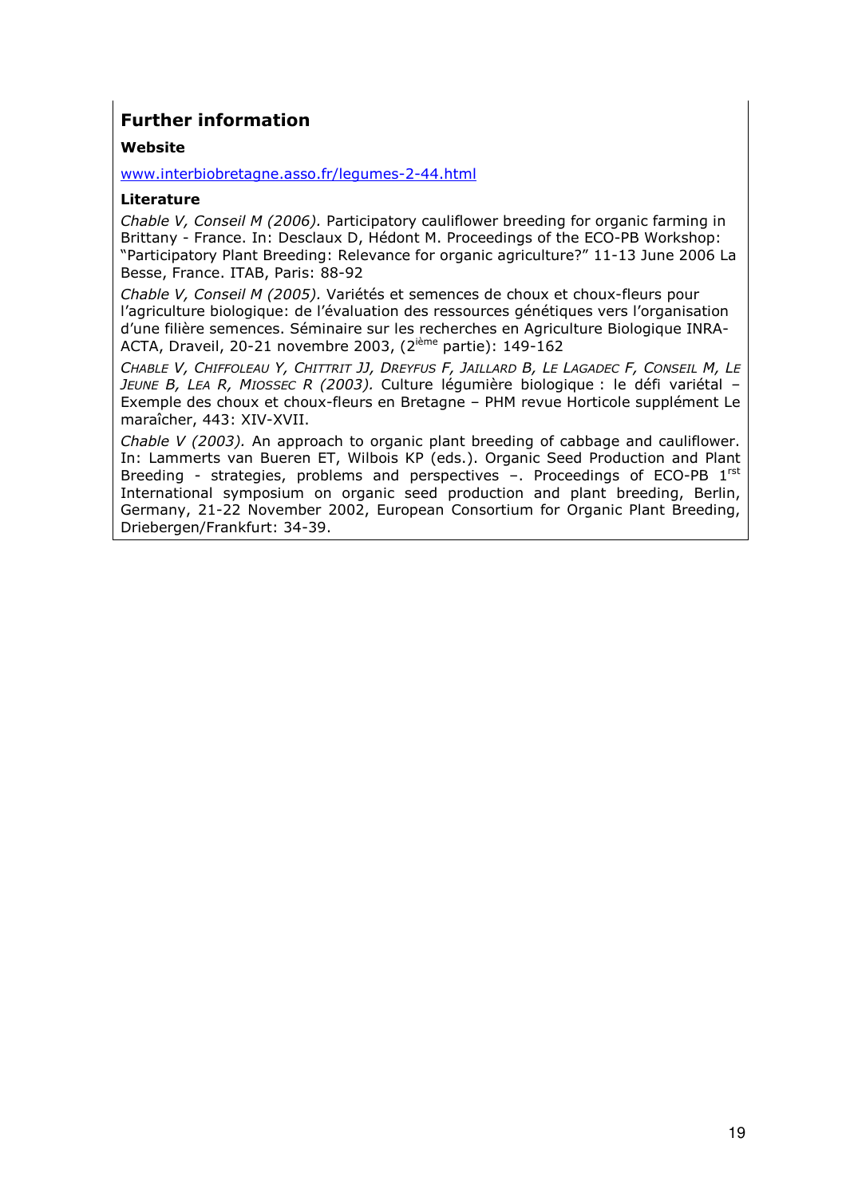## Further information

### Website

www.interbiobretagne.asso.fr/legumes-2-44.html

### Literature

*Chable V, Conseil M (2006).* Participatory cauliflower breeding for organic farming in Brittany - France. In: Desclaux D, Hédont M. Proceedings of the ECO-PB Workshop: "Participatory Plant Breeding: Relevance for organic agriculture?" 11-13 June 2006 La Besse, France. ITAB, Paris: 88-92

*Chable V, Conseil M (2005).* Variétés et semences de choux et choux-fleurs pour l'agriculture biologique: de l'évaluation des ressources génétiques vers l'organisation d'une filière semences. Séminaire sur les recherches en Agriculture Biologique INRA-ACTA, Draveil, 20-21 novembre 2003, (2ième partie): 149-162

*Chable V, Chiffoleau Y, Chittrit JJ, Dreyfus F, Jaillard B, Le Lagadec F, Conseil M, Le Jeune B, Lea R, Miossec R (2003).* Culture légumière biologique : le défi variétal – Exemple des choux et choux-fleurs en Bretagne – PHM revue Horticole supplément Le maraîcher, 443: XIV-XVII.

*Chable V (2003).* An approach to organic plant breeding of cabbage and cauliflower. In: Lammerts van Bueren ET, Wilbois KP (eds.). Organic Seed Production and Plant Breeding - strategies, problems and perspectives –. Proceedings of ECO-PB 1rst International symposium on organic seed production and plant breeding, Berlin, Germany, 21-22 November 2002, European Consortium for Organic Plant Breeding, Driebergen/Frankfurt: 34-39.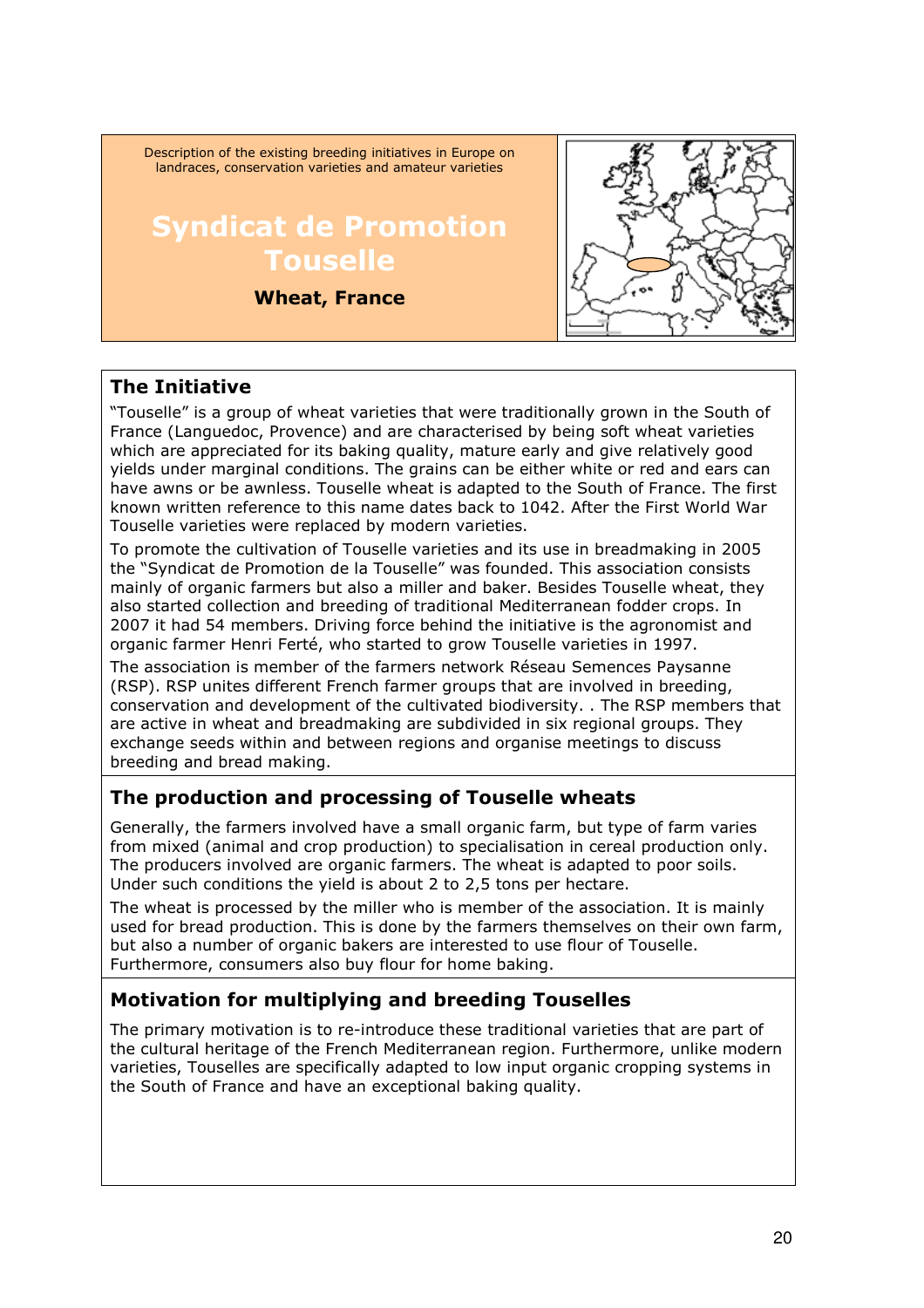Description of the existing breeding initiatives in Europe on landraces, conservation varieties and amateur varieties

# Syndicat de Promotion Touselle

**Wheat, France**

## The Initiative

"Touselle" is a group of wheat varieties that were traditionally grown in the South of France (Languedoc, Provence) and are characterised by being soft wheat varieties which are appreciated for its baking quality, mature early and give relatively good yields under marginal conditions. The grains can be either white or red and ears can have awns or be awnless. Touselle wheat is adapted to the South of France. The first known written reference to this name dates back to 1042. After the First World War Touselle varieties were replaced by modern varieties.

To promote the cultivation of Touselle varieties and its use in breadmaking in 2005 the "Syndicat de Promotion de la Touselle" was founded. This association consists mainly of organic farmers but also a miller and baker. Besides Touselle wheat, they also started collection and breeding of traditional Mediterranean fodder crops. In 2007 it had 54 members. Driving force behind the initiative is the agronomist and organic farmer Henri Ferté, who started to grow Touselle varieties in 1997.

The association is member of the farmers network Réseau Semences Paysanne (RSP). RSP unites different French farmer groups that are involved in breeding, conservation and development of the cultivated biodiversity. . The RSP members that are active in wheat and breadmaking are subdivided in six regional groups. They exchange seeds within and between regions and organise meetings to discuss breeding and bread making.

## The production and processing of Touselle wheats

Generally, the farmers involved have a small organic farm, but type of farm varies from mixed (animal and crop production) to specialisation in cereal production only. The producers involved are organic farmers. The wheat is adapted to poor soils. Under such conditions the yield is about 2 to 2,5 tons per hectare.

The wheat is processed by the miller who is member of the association. It is mainly used for bread production. This is done by the farmers themselves on their own farm, but also a number of organic bakers are interested to use flour of Touselle. Furthermore, consumers also buy flour for home baking.

## Motivation for multiplying and breeding Touselles

The primary motivation is to re-introduce these traditional varieties that are part of the cultural heritage of the French Mediterranean region. Furthermore, unlike modern varieties, Touselles are specifically adapted to low input organic cropping systems in the South of France and have an exceptional baking quality.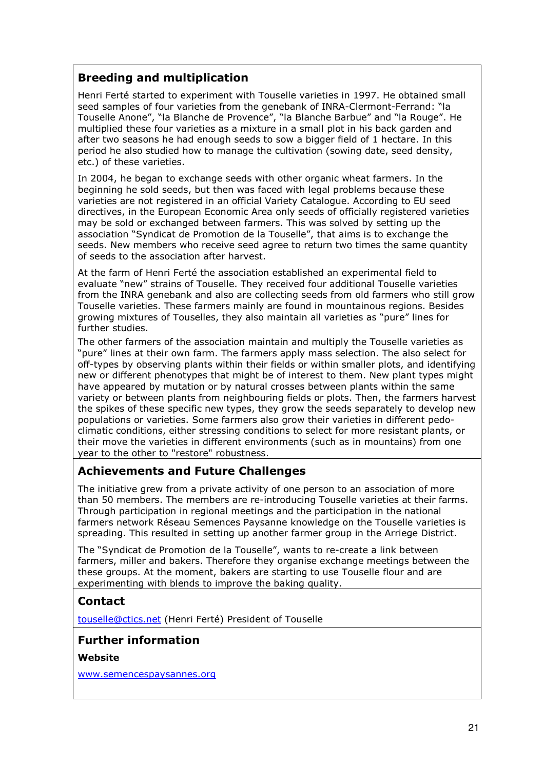## Breeding and multiplication

Henri Ferté started to experiment with Touselle varieties in 1997. He obtained small seed samples of four varieties from the genebank of INRA-Clermont-Ferrand: "la Touselle Anone", "la Blanche de Provence", "la Blanche Barbue" and "la Rouge". He multiplied these four varieties as a mixture in a small plot in his back garden and after two seasons he had enough seeds to sow a bigger field of 1 hectare. In this period he also studied how to manage the cultivation (sowing date, seed density, etc.) of these varieties.

In 2004, he began to exchange seeds with other organic wheat farmers. In the beginning he sold seeds, but then was faced with legal problems because these varieties are not registered in an official Variety Catalogue. According to EU seed directives, in the European Economic Area only seeds of officially registered varieties may be sold or exchanged between farmers. This was solved by setting up the association "Syndicat de Promotion de la Touselle", that aims is to exchange the seeds. New members who receive seed agree to return two times the same quantity of seeds to the association after harvest.

At the farm of Henri Ferté the association established an experimental field to evaluate "new" strains of Touselle. They received four additional Touselle varieties from the INRA genebank and also are collecting seeds from old farmers who still grow Touselle varieties. These farmers mainly are found in mountainous regions. Besides growing mixtures of Touselles, they also maintain all varieties as "pure" lines for further studies.

The other farmers of the association maintain and multiply the Touselle varieties as "pure" lines at their own farm. The farmers apply mass selection. The also select for off-types by observing plants within their fields or within smaller plots, and identifying new or different phenotypes that might be of interest to them. New plant types might have appeared by mutation or by natural crosses between plants within the same variety or between plants from neighbouring fields or plots. Then, the farmers harvest the spikes of these specific new types, they grow the seeds separately to develop new populations or varieties. Some farmers also grow their varieties in different pedo-climatic conditions, either stressing conditions to select for more resistant plants, or their move the varieties in different environments (such as in mountains) from one year to the other to "restore" robustness.

## Achievements and Future Challenges

The initiative grew from a private activity of one person to an association of more than 50 members. The members are re-introducing Touselle varieties at their farms. Through participation in regional meetings and the participation in the national farmers network Réseau Semences Paysanne knowledge on the Touselle varieties is spreading. This resulted in setting up another farmer group in the Arriege District.

The "Syndicat de Promotion de la Touselle", wants to re-create a link between farmers, miller and bakers. Therefore they organise exchange meetings between the these groups. At the moment, bakers are starting to use Touselle flour and are experimenting with blends to improve the baking quality.

## Contact

touselle@ctics.net (Henri Ferté) President of Touselle

## Further information

**Website**

www.semencespaysannes.org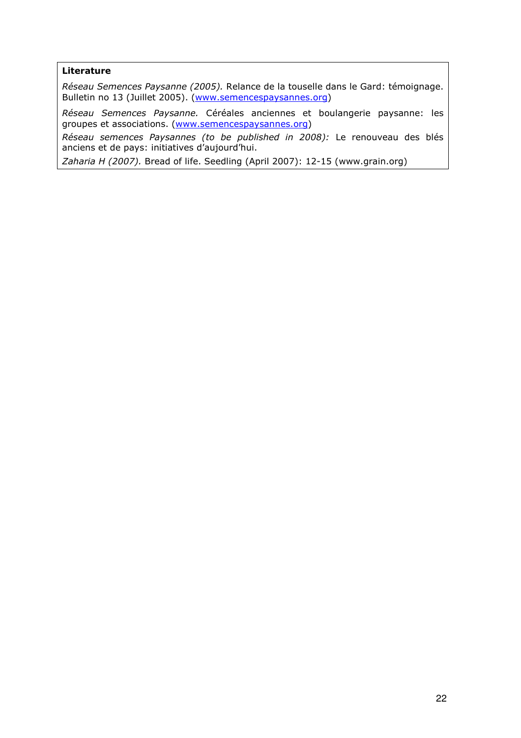**Literature**

*Réseau Semences Paysanne (2005).* Relance de la touselle dans le Gard: témoignage. Bulletin no 13 (Juillet 2005). (www.semencespaysannes.org)

*Réseau Semences Paysanne.* Céréales anciennes et boulangerie paysanne: les groupes et associations. (www.semencespaysannes.org)

*Réseau semences Paysannes (to be published in 2008):* Le renouveau des blés anciens et de pays: initiatives d'aujourd'hui.

*Zaharia H (2007).* Bread of life. Seedling (April 2007): 12-15 (www.grain.org)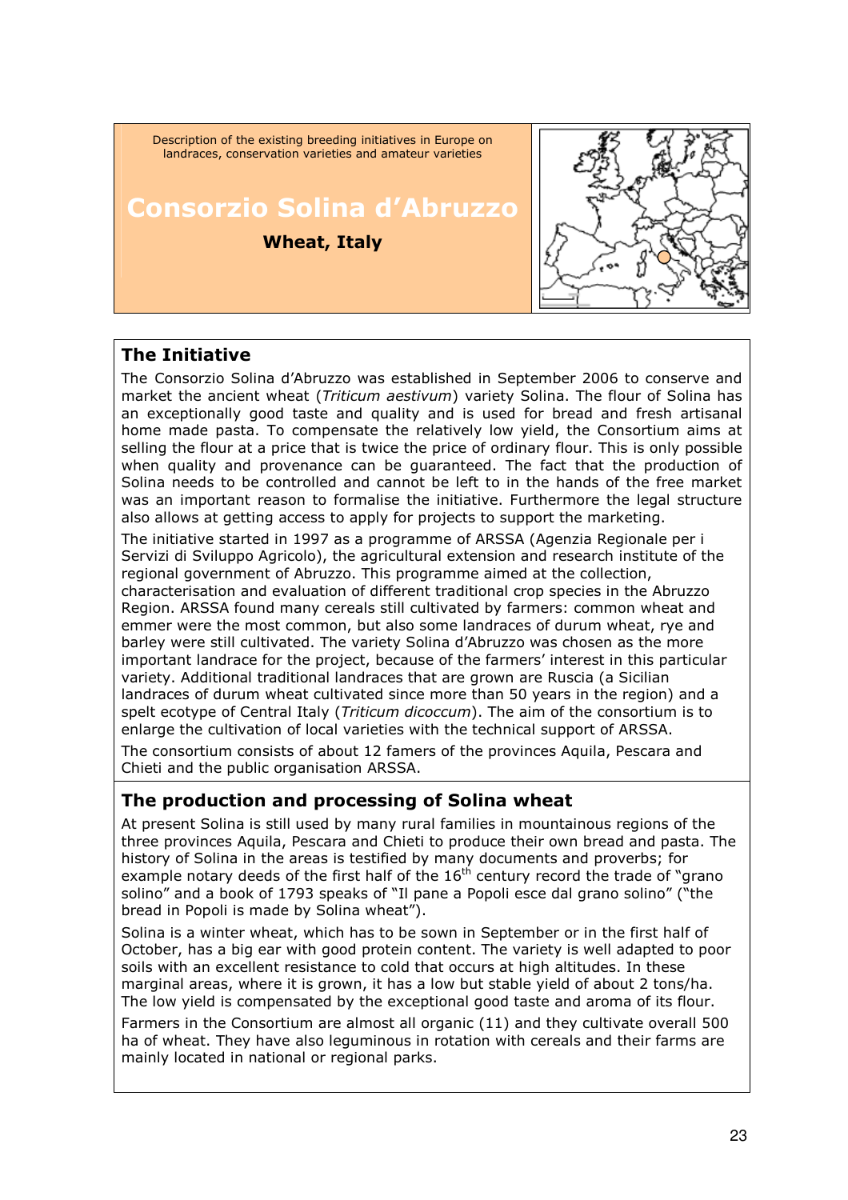Description of the existing breeding initiatives in Europe on landraces, conservation varieties and amateur varieties

# Consorzio Solina d'Abruzzo

**Wheat, Italy**

## The Initiative

The Consorzio Solina d'Abruzzo was established in September 2006 to conserve and market the ancient wheat (*Triticum aestivum*) variety Solina. The flour of Solina has an exceptionally good taste and quality and is used for bread and fresh artisanal home made pasta. To compensate the relatively low yield, the Consortium aims at selling the flour at a price that is twice the price of ordinary flour. This is only possible when quality and provenance can be guaranteed. The fact that the production of Solina needs to be controlled and cannot be left to in the hands of the free market was an important reason to formalise the initiative. Furthermore the legal structure also allows at getting access to apply for projects to support the marketing.

The initiative started in 1997 as a programme of ARSSA (Agenzia Regionale per i Servizi di Sviluppo Agricolo), the agricultural extension and research institute of the regional government of Abruzzo. This programme aimed at the collection, characterisation and evaluation of different traditional crop species in the Abruzzo Region. ARSSA found many cereals still cultivated by farmers: common wheat and emmer were the most common, but also some landraces of durum wheat, rye and barley were still cultivated. The variety Solina d'Abruzzo was chosen as the more important landrace for the project, because of the farmers' interest in this particular variety. Additional traditional landraces that are grown are Ruscia (a Sicilian landraces of durum wheat cultivated since more than 50 years in the region) and a spelt ecotype of Central Italy (*Triticum dicoccum*). The aim of the consortium is to enlarge the cultivation of local varieties with the technical support of ARSSA.

The consortium consists of about 12 famers of the provinces Aquila, Pescara and Chieti and the public organisation ARSSA.

## The production and processing of Solina wheat

At present Solina is still used by many rural families in mountainous regions of the three provinces Aquila, Pescara and Chieti to produce their own bread and pasta. The history of Solina in the areas is testified by many documents and proverbs; for example notary deeds of the first half of the 16th century record the trade of "grano solino" and a book of 1793 speaks of "Il pane a Popoli esce dal grano solino" ("the bread in Popoli is made by Solina wheat").

Solina is a winter wheat, which has to be sown in September or in the first half of October, has a big ear with good protein content. The variety is well adapted to poor soils with an excellent resistance to cold that occurs at high altitudes. In these marginal areas, where it is grown, it has a low but stable yield of about 2 tons/ha. The low yield is compensated by the exceptional good taste and aroma of its flour.

Farmers in the Consortium are almost all organic (11) and they cultivate overall 500 ha of wheat. They have also leguminous in rotation with cereals and their farms are mainly located in national or regional parks.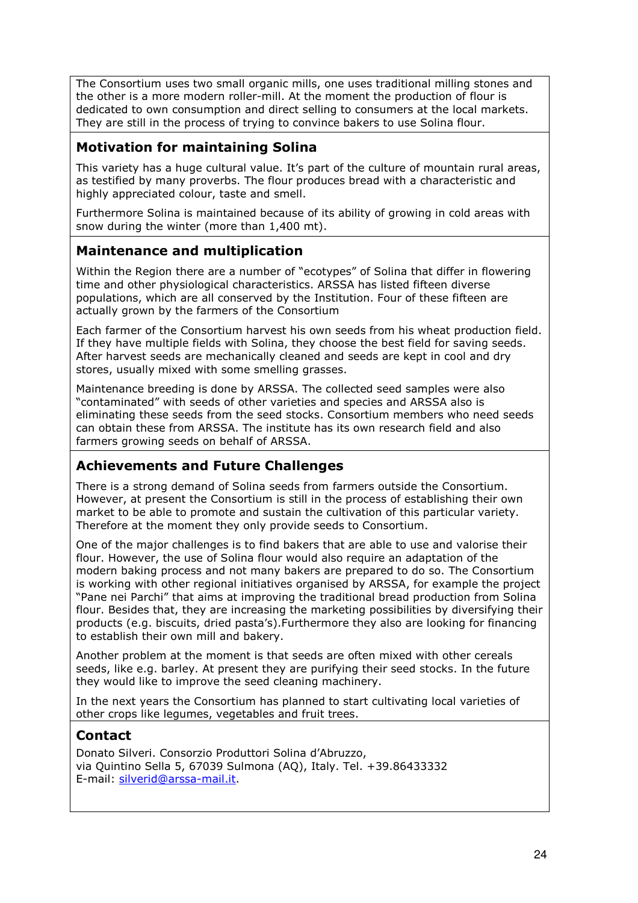The Consortium uses two small organic mills, one uses traditional milling stones and the other is a more modern roller-mill. At the moment the production of flour is dedicated to own consumption and direct selling to consumers at the local markets. They are still in the process of trying to convince bakers to use Solina flour.

### Motivation for maintaining Solina

This variety has a huge cultural value. It's part of the culture of mountain rural areas, as testified by many proverbs. The flour produces bread with a characteristic and highly appreciated colour, taste and smell.

Furthermore Solina is maintained because of its ability of growing in cold areas with snow during the winter (more than 1,400 mt).

### Maintenance and multiplication

Within the Region there are a number of "ecotypes" of Solina that differ in flowering time and other physiological characteristics. ARSSA has listed fifteen diverse populations, which are all conserved by the Institution. Four of these fifteen are actually grown by the farmers of the Consortium

Each farmer of the Consortium harvest his own seeds from his wheat production field. If they have multiple fields with Solina, they choose the best field for saving seeds. After harvest seeds are mechanically cleaned and seeds are kept in cool and dry stores, usually mixed with some smelling grasses.

Maintenance breeding is done by ARSSA. The collected seed samples were also "contaminated" with seeds of other varieties and species and ARSSA also is eliminating these seeds from the seed stocks. Consortium members who need seeds can obtain these from ARSSA. The institute has its own research field and also farmers growing seeds on behalf of ARSSA.

### Achievements and Future Challenges

There is a strong demand of Solina seeds from farmers outside the Consortium. However, at present the Consortium is still in the process of establishing their own market to be able to promote and sustain the cultivation of this particular variety. Therefore at the moment they only provide seeds to Consortium.

One of the major challenges is to find bakers that are able to use and valorise their flour. However, the use of Solina flour would also require an adaptation of the modern baking process and not many bakers are prepared to do so. The Consortium is working with other regional initiatives organised by ARSSA, for example the project "Pane nei Parchi" that aims at improving the traditional bread production from Solina flour. Besides that, they are increasing the marketing possibilities by diversifying their products (e.g. biscuits, dried pasta's).Furthermore they also are looking for financing to establish their own mill and bakery.

Another problem at the moment is that seeds are often mixed with other cereals seeds, like e.g. barley. At present they are purifying their seed stocks. In the future they would like to improve the seed cleaning machinery.

In the next years the Consortium has planned to start cultivating local varieties of other crops like legumes, vegetables and fruit trees.

### Contact

Donato Silveri. Consorzio Produttori Solina d'Abruzzo,
via Quintino Sella 5, 67039 Sulmona (AQ), Italy. Tel. +39.86433332
E-mail: silverid@arssa-mail.it.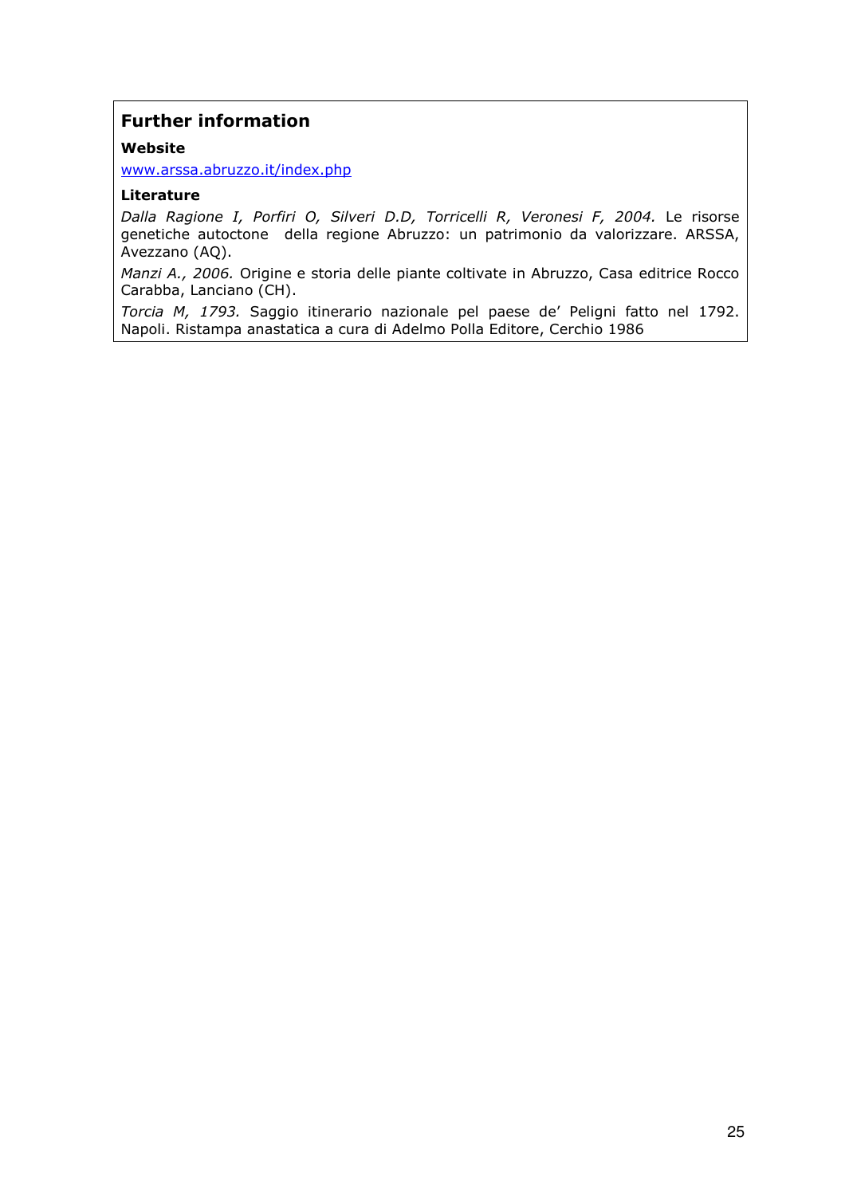## Further information

### Website

www.arssa.abruzzo.it/index.php

### Literature

*Dalla Ragione I, Porfiri O, Silveri D.D, Torricelli R, Veronesi F, 2004.* Le risorse genetiche autoctone della regione Abruzzo: un patrimonio da valorizzare. ARSSA, Avezzano (AQ).

*Manzi A., 2006.* Origine e storia delle piante coltivate in Abruzzo, Casa editrice Rocco Carabba, Lanciano (CH).

*Torcia M, 1793.* Saggio itinerario nazionale pel paese de' Peligni fatto nel 1792. Napoli. Ristampa anastatica a cura di Adelmo Polla Editore, Cerchio 1986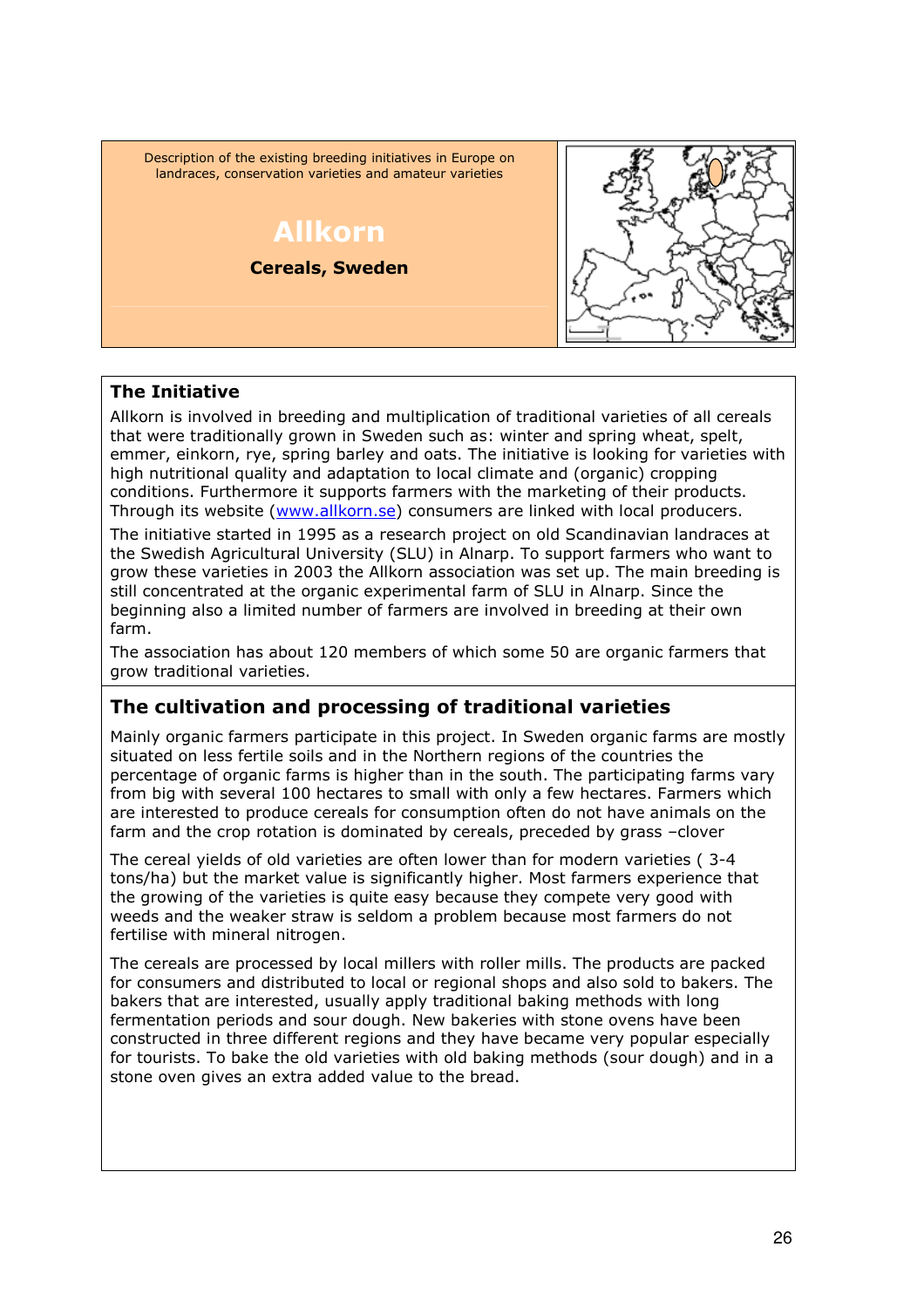Description of the existing breeding initiatives in Europe on landraces, conservation varieties and amateur varieties

# Allkorn

**Cereals, Sweden**

## The Initiative

Allkorn is involved in breeding and multiplication of traditional varieties of all cereals that were traditionally grown in Sweden such as: winter and spring wheat, spelt, emmer, einkorn, rye, spring barley and oats. The initiative is looking for varieties with high nutritional quality and adaptation to local climate and (organic) cropping conditions. Furthermore it supports farmers with the marketing of their products. Through its website (www.allkorn.se) consumers are linked with local producers.

The initiative started in 1995 as a research project on old Scandinavian landraces at the Swedish Agricultural University (SLU) in Alnarp. To support farmers who want to grow these varieties in 2003 the Allkorn association was set up. The main breeding is still concentrated at the organic experimental farm of SLU in Alnarp. Since the beginning also a limited number of farmers are involved in breeding at their own farm.

The association has about 120 members of which some 50 are organic farmers that grow traditional varieties.

## The cultivation and processing of traditional varieties

Mainly organic farmers participate in this project. In Sweden organic farms are mostly situated on less fertile soils and in the Northern regions of the countries the percentage of organic farms is higher than in the south. The participating farms vary from big with several 100 hectares to small with only a few hectares. Farmers which are interested to produce cereals for consumption often do not have animals on the farm and the crop rotation is dominated by cereals, preceded by grass –clover

The cereal yields of old varieties are often lower than for modern varieties ( 3-4 tons/ha) but the market value is significantly higher. Most farmers experience that the growing of the varieties is quite easy because they compete very good with weeds and the weaker straw is seldom a problem because most farmers do not fertilise with mineral nitrogen.

The cereals are processed by local millers with roller mills. The products are packed for consumers and distributed to local or regional shops and also sold to bakers. The bakers that are interested, usually apply traditional baking methods with long fermentation periods and sour dough. New bakeries with stone ovens have been constructed in three different regions and they have became very popular especially for tourists. To bake the old varieties with old baking methods (sour dough) and in a stone oven gives an extra added value to the bread.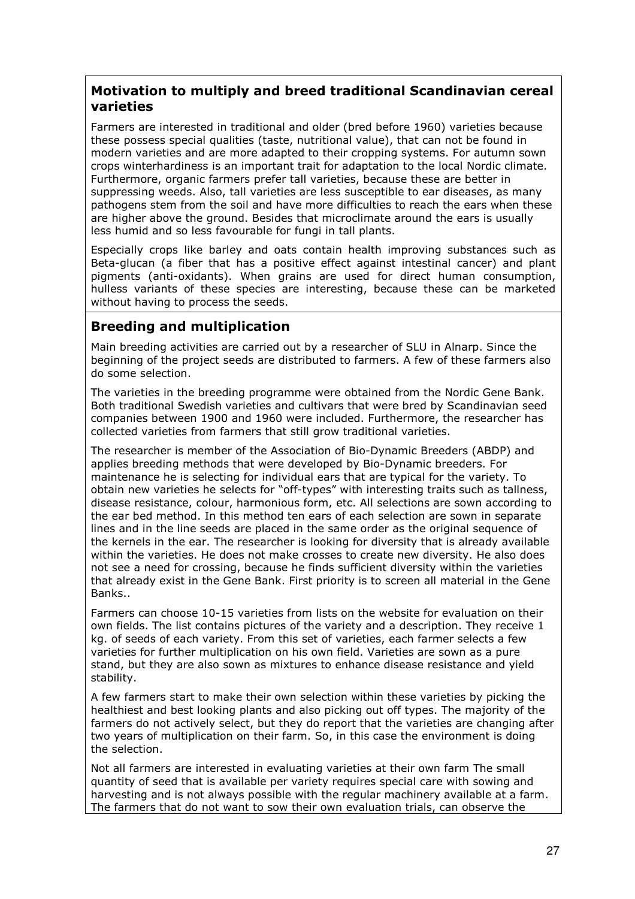## Motivation to multiply and breed traditional Scandinavian cereal varieties

Farmers are interested in traditional and older (bred before 1960) varieties because these possess special qualities (taste, nutritional value), that can not be found in modern varieties and are more adapted to their cropping systems. For autumn sown crops winterhardiness is an important trait for adaptation to the local Nordic climate. Furthermore, organic farmers prefer tall varieties, because these are better in suppressing weeds. Also, tall varieties are less susceptible to ear diseases, as many pathogens stem from the soil and have more difficulties to reach the ears when these are higher above the ground. Besides that microclimate around the ears is usually less humid and so less favourable for fungi in tall plants.

Especially crops like barley and oats contain health improving substances such as Beta-glucan (a fiber that has a positive effect against intestinal cancer) and plant pigments (anti-oxidants). When grains are used for direct human consumption, hulless variants of these species are interesting, because these can be marketed without having to process the seeds.

## Breeding and multiplication

Main breeding activities are carried out by a researcher of SLU in Alnarp. Since the beginning of the project seeds are distributed to farmers. A few of these farmers also do some selection.

The varieties in the breeding programme were obtained from the Nordic Gene Bank. Both traditional Swedish varieties and cultivars that were bred by Scandinavian seed companies between 1900 and 1960 were included. Furthermore, the researcher has collected varieties from farmers that still grow traditional varieties.

The researcher is member of the Association of Bio-Dynamic Breeders (ABDP) and applies breeding methods that were developed by Bio-Dynamic breeders. For maintenance he is selecting for individual ears that are typical for the variety. To obtain new varieties he selects for "off-types" with interesting traits such as tallness, disease resistance, colour, harmonious form, etc. All selections are sown according to the ear bed method. In this method ten ears of each selection are sown in separate lines and in the line seeds are placed in the same order as the original sequence of the kernels in the ear. The researcher is looking for diversity that is already available within the varieties. He does not make crosses to create new diversity. He also does not see a need for crossing, because he finds sufficient diversity within the varieties that already exist in the Gene Bank. First priority is to screen all material in the Gene Banks..

Farmers can choose 10-15 varieties from lists on the website for evaluation on their own fields. The list contains pictures of the variety and a description. They receive 1 kg. of seeds of each variety. From this set of varieties, each farmer selects a few varieties for further multiplication on his own field. Varieties are sown as a pure stand, but they are also sown as mixtures to enhance disease resistance and yield stability.

A few farmers start to make their own selection within these varieties by picking the healthiest and best looking plants and also picking out off types. The majority of the farmers do not actively select, but they do report that the varieties are changing after two years of multiplication on their farm. So, in this case the environment is doing the selection.

Not all farmers are interested in evaluating varieties at their own farm The small quantity of seed that is available per variety requires special care with sowing and harvesting and is not always possible with the regular machinery available at a farm. The farmers that do not want to sow their own evaluation trials, can observe the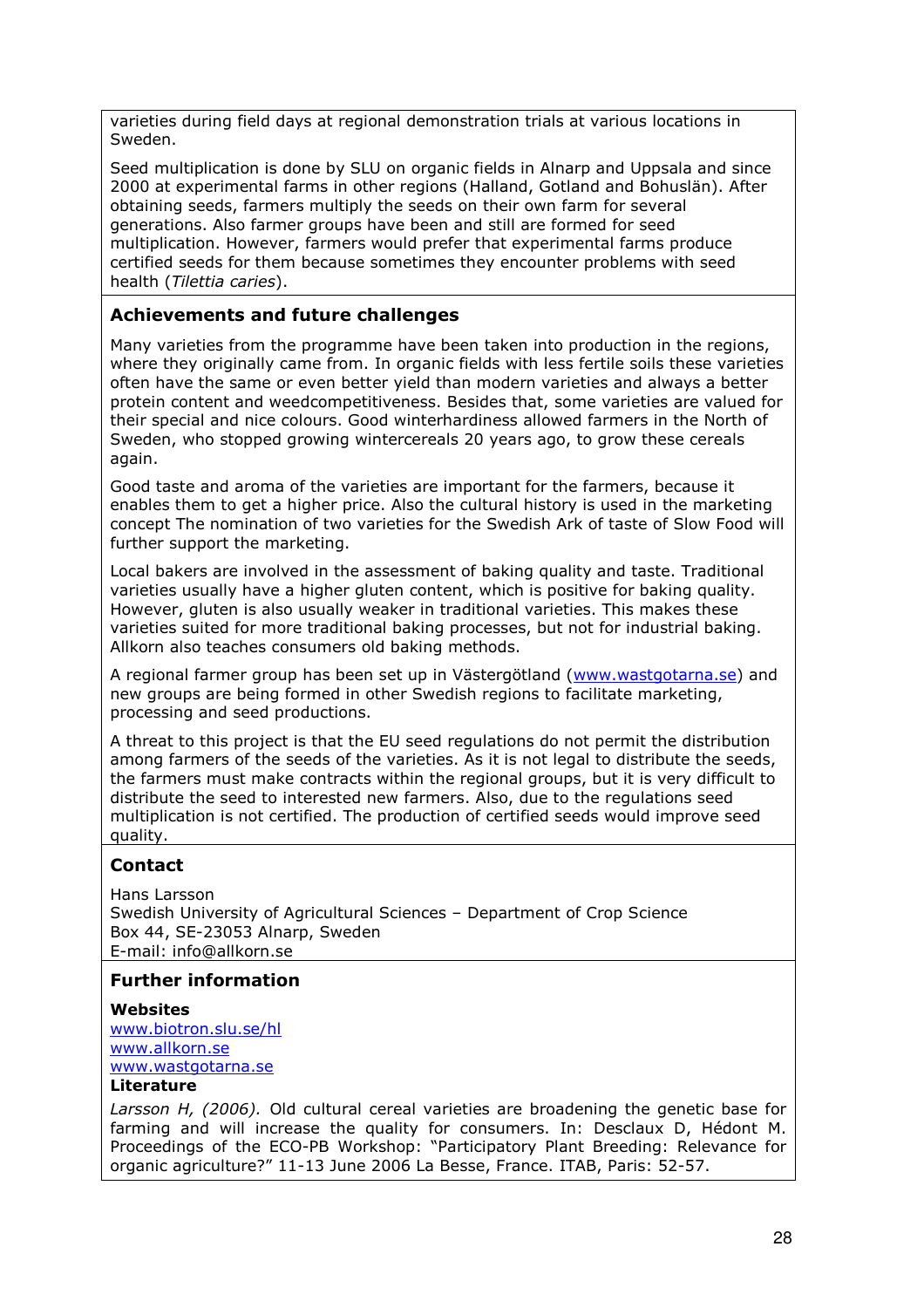varieties during field days at regional demonstration trials at various locations in Sweden.

Seed multiplication is done by SLU on organic fields in Alnarp and Uppsala and since 2000 at experimental farms in other regions (Halland, Gotland and Bohuslän). After obtaining seeds, farmers multiply the seeds on their own farm for several generations. Also farmer groups have been and still are formed for seed multiplication. However, farmers would prefer that experimental farms produce certified seeds for them because sometimes they encounter problems with seed health (*Tilettia caries*).

## Achievements and future challenges

Many varieties from the programme have been taken into production in the regions, where they originally came from. In organic fields with less fertile soils these varieties often have the same or even better yield than modern varieties and always a better protein content and weedcompetitiveness. Besides that, some varieties are valued for their special and nice colours. Good winterhardiness allowed farmers in the North of Sweden, who stopped growing wintercereals 20 years ago, to grow these cereals again.

Good taste and aroma of the varieties are important for the farmers, because it enables them to get a higher price. Also the cultural history is used in the marketing concept The nomination of two varieties for the Swedish Ark of taste of Slow Food will further support the marketing.

Local bakers are involved in the assessment of baking quality and taste. Traditional varieties usually have a higher gluten content, which is positive for baking quality. However, gluten is also usually weaker in traditional varieties. This makes these varieties suited for more traditional baking processes, but not for industrial baking. Allkorn also teaches consumers old baking methods.

A regional farmer group has been set up in Västergötland (www.wastgotarna.se) and new groups are being formed in other Swedish regions to facilitate marketing, processing and seed productions.

A threat to this project is that the EU seed regulations do not permit the distribution among farmers of the seeds of the varieties. As it is not legal to distribute the seeds, the farmers must make contracts within the regional groups, but it is very difficult to distribute the seed to interested new farmers. Also, due to the regulations seed multiplication is not certified. The production of certified seeds would improve seed quality.

## Contact

Hans Larsson
Swedish University of Agricultural Sciences – Department of Crop Science
Box 44, SE-23053 Alnarp, Sweden
E-mail: info@allkorn.se

## Further information

**Websites**
www.biotron.slu.se/hl
www.allkorn.se
www.wastgotarna.se

**Literature**

*Larsson H, (2006).* Old cultural cereal varieties are broadening the genetic base for farming and will increase the quality for consumers. In: Desclaux D, Hédont M. Proceedings of the ECO-PB Workshop: "Participatory Plant Breeding: Relevance for organic agriculture?" 11-13 June 2006 La Besse, France. ITAB, Paris: 52-57.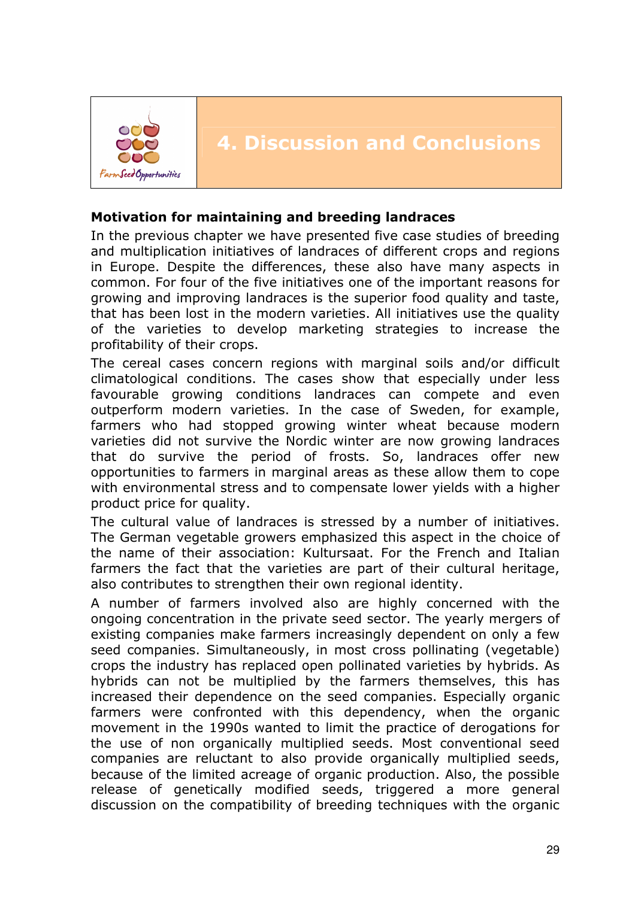# 4. Discussion and Conclusions

### Motivation for maintaining and breeding landraces

In the previous chapter we have presented five case studies of breeding and multiplication initiatives of landraces of different crops and regions in Europe. Despite the differences, these also have many aspects in common. For four of the five initiatives one of the important reasons for growing and improving landraces is the superior food quality and taste, that has been lost in the modern varieties. All initiatives use the quality of the varieties to develop marketing strategies to increase the profitability of their crops.

The cereal cases concern regions with marginal soils and/or difficult climatological conditions. The cases show that especially under less favourable growing conditions landraces can compete and even outperform modern varieties. In the case of Sweden, for example, farmers who had stopped growing winter wheat because modern varieties did not survive the Nordic winter are now growing landraces that do survive the period of frosts. So, landraces offer new opportunities to farmers in marginal areas as these allow them to cope with environmental stress and to compensate lower yields with a higher product price for quality.

The cultural value of landraces is stressed by a number of initiatives. The German vegetable growers emphasized this aspect in the choice of the name of their association: Kultursaat. For the French and Italian farmers the fact that the varieties are part of their cultural heritage, also contributes to strengthen their own regional identity.

A number of farmers involved also are highly concerned with the ongoing concentration in the private seed sector. The yearly mergers of existing companies make farmers increasingly dependent on only a few seed companies. Simultaneously, in most cross pollinating (vegetable) crops the industry has replaced open pollinated varieties by hybrids. As hybrids can not be multiplied by the farmers themselves, this has increased their dependence on the seed companies. Especially organic farmers were confronted with this dependency, when the organic movement in the 1990s wanted to limit the practice of derogations for the use of non organically multiplied seeds. Most conventional seed companies are reluctant to also provide organically multiplied seeds, because of the limited acreage of organic production. Also, the possible release of genetically modified seeds, triggered a more general discussion on the compatibility of breeding techniques with the organic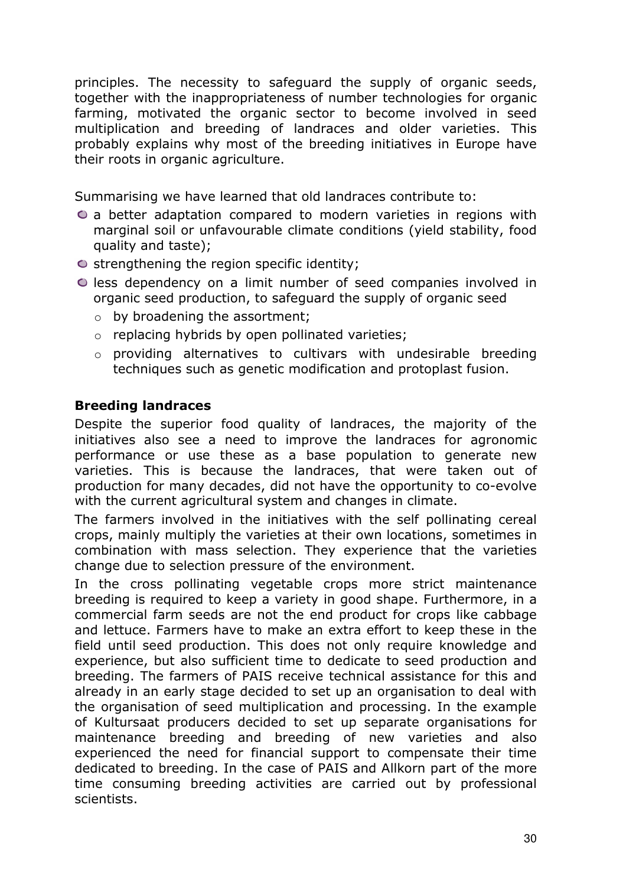principles. The necessity to safeguard the supply of organic seeds, together with the inappropriateness of number technologies for organic farming, motivated the organic sector to become involved in seed multiplication and breeding of landraces and older varieties. This probably explains why most of the breeding initiatives in Europe have their roots in organic agriculture.

Summarising we have learned that old landraces contribute to:

- a better adaptation compared to modern varieties in regions with marginal soil or unfavourable climate conditions (yield stability, food quality and taste);
- strengthening the region specific identity;
- less dependency on a limit number of seed companies involved in organic seed production, to safeguard the supply of organic seed
  - by broadening the assortment;
  - replacing hybrids by open pollinated varieties;
  - providing alternatives to cultivars with undesirable breeding techniques such as genetic modification and protoplast fusion.

**Breeding landraces**

Despite the superior food quality of landraces, the majority of the initiatives also see a need to improve the landraces for agronomic performance or use these as a base population to generate new varieties. This is because the landraces, that were taken out of production for many decades, did not have the opportunity to co-evolve with the current agricultural system and changes in climate.

The farmers involved in the initiatives with the self pollinating cereal crops, mainly multiply the varieties at their own locations, sometimes in combination with mass selection. They experience that the varieties change due to selection pressure of the environment.

In the cross pollinating vegetable crops more strict maintenance breeding is required to keep a variety in good shape. Furthermore, in a commercial farm seeds are not the end product for crops like cabbage and lettuce. Farmers have to make an extra effort to keep these in the field until seed production. This does not only require knowledge and experience, but also sufficient time to dedicate to seed production and breeding. The farmers of PAIS receive technical assistance for this and already in an early stage decided to set up an organisation to deal with the organisation of seed multiplication and processing. In the example of Kultursaat producers decided to set up separate organisations for maintenance breeding and breeding of new varieties and also experienced the need for financial support to compensate their time dedicated to breeding. In the case of PAIS and Allkorn part of the more time consuming breeding activities are carried out by professional scientists.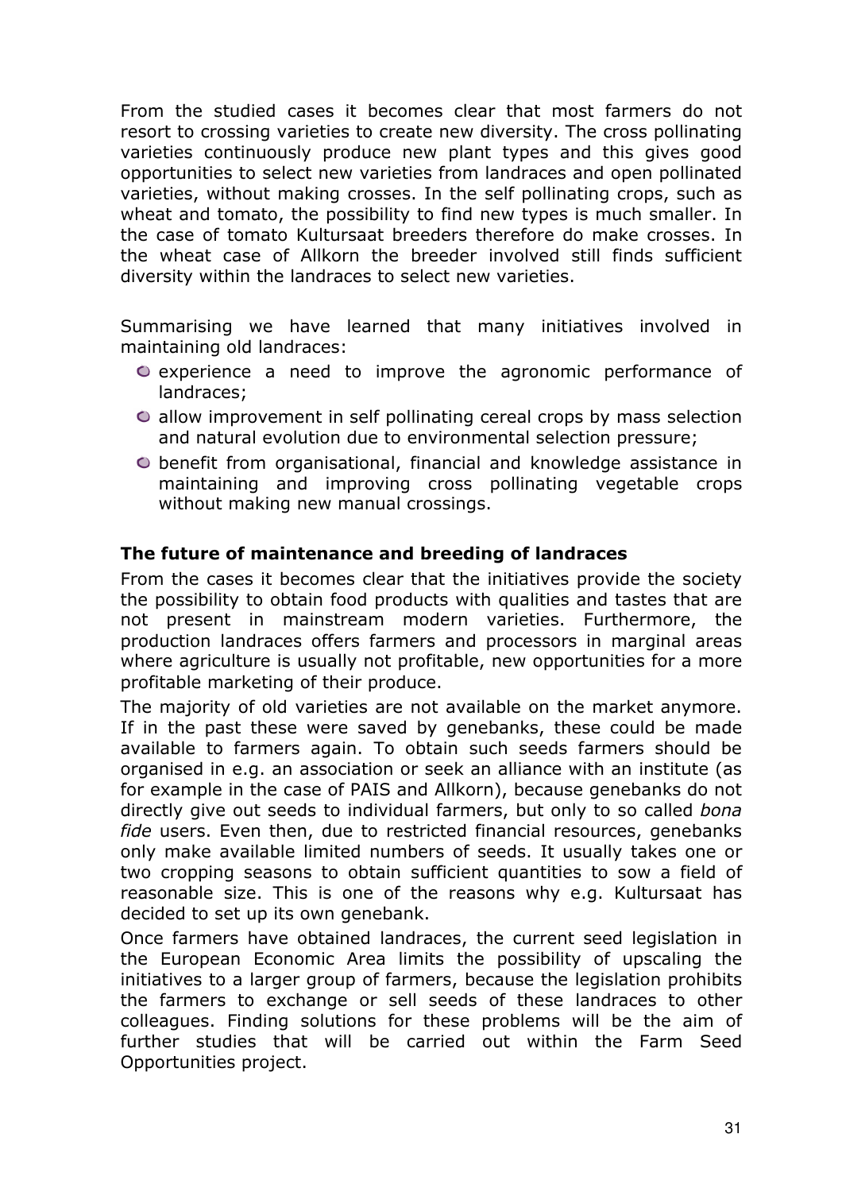From the studied cases it becomes clear that most farmers do not resort to crossing varieties to create new diversity. The cross pollinating varieties continuously produce new plant types and this gives good opportunities to select new varieties from landraces and open pollinated varieties, without making crosses. In the self pollinating crops, such as wheat and tomato, the possibility to find new types is much smaller. In the case of tomato Kultursaat breeders therefore do make crosses. In the wheat case of Allkorn the breeder involved still finds sufficient diversity within the landraces to select new varieties.

Summarising we have learned that many initiatives involved in maintaining old landraces:

- experience a need to improve the agronomic performance of landraces;
- allow improvement in self pollinating cereal crops by mass selection and natural evolution due to environmental selection pressure;
- benefit from organisational, financial and knowledge assistance in maintaining and improving cross pollinating vegetable crops without making new manual crossings.

**The future of maintenance and breeding of landraces**

From the cases it becomes clear that the initiatives provide the society the possibility to obtain food products with qualities and tastes that are not present in mainstream modern varieties. Furthermore, the production landraces offers farmers and processors in marginal areas where agriculture is usually not profitable, new opportunities for a more profitable marketing of their produce.

The majority of old varieties are not available on the market anymore. If in the past these were saved by genebanks, these could be made available to farmers again. To obtain such seeds farmers should be organised in e.g. an association or seek an alliance with an institute (as for example in the case of PAIS and Allkorn), because genebanks do not directly give out seeds to individual farmers, but only to so called *bona fide* users. Even then, due to restricted financial resources, genebanks only make available limited numbers of seeds. It usually takes one or two cropping seasons to obtain sufficient quantities to sow a field of reasonable size. This is one of the reasons why e.g. Kultursaat has decided to set up its own genebank.

Once farmers have obtained landraces, the current seed legislation in the European Economic Area limits the possibility of upscaling the initiatives to a larger group of farmers, because the legislation prohibits the farmers to exchange or sell seeds of these landraces to other colleagues. Finding solutions for these problems will be the aim of further studies that will be carried out within the Farm Seed Opportunities project.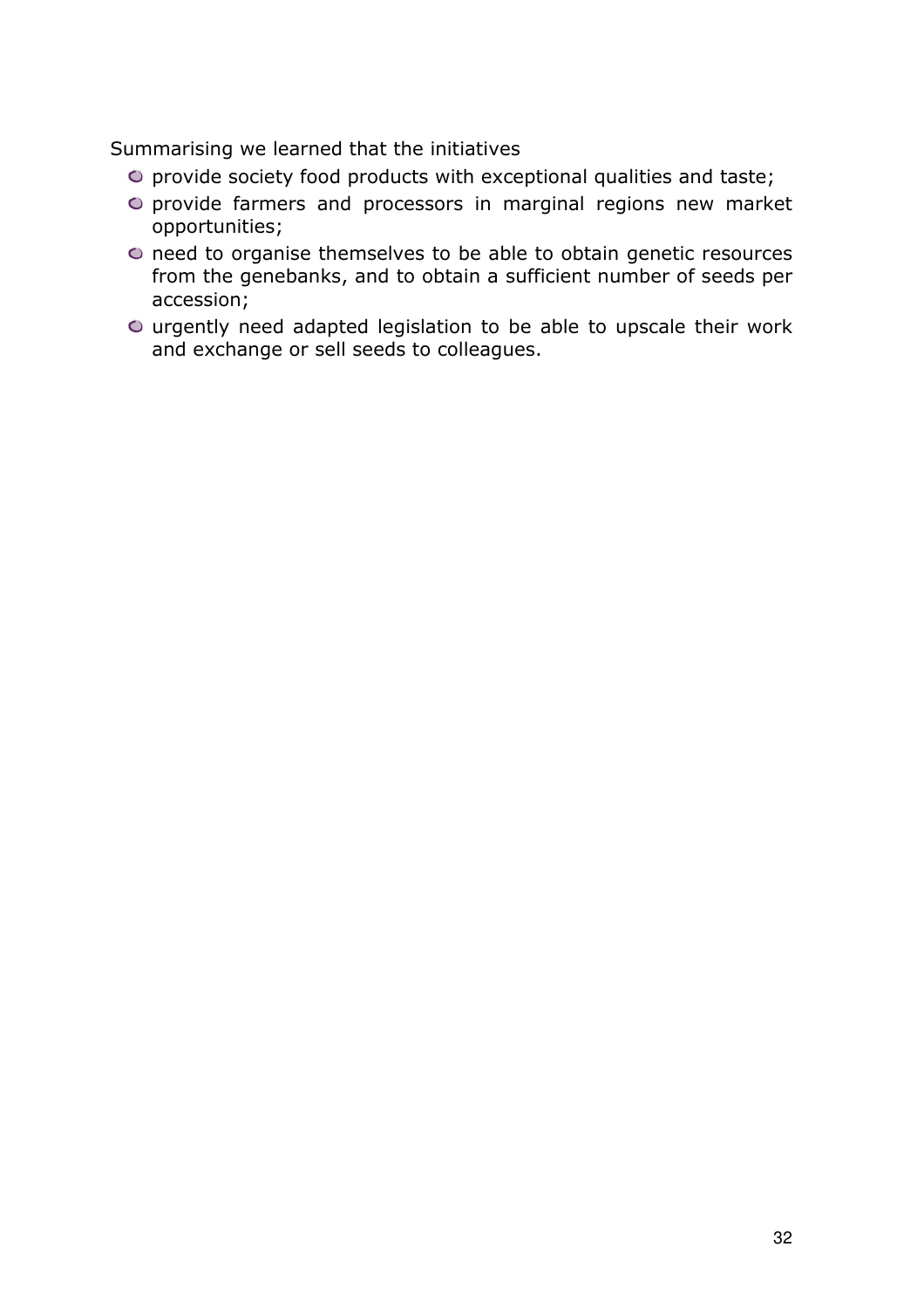Summarising we learned that the initiatives

- provide society food products with exceptional qualities and taste;
- provide farmers and processors in marginal regions new market opportunities;
- need to organise themselves to be able to obtain genetic resources from the genebanks, and to obtain a sufficient number of seeds per accession;
- urgently need adapted legislation to be able to upscale their work and exchange or sell seeds to colleagues.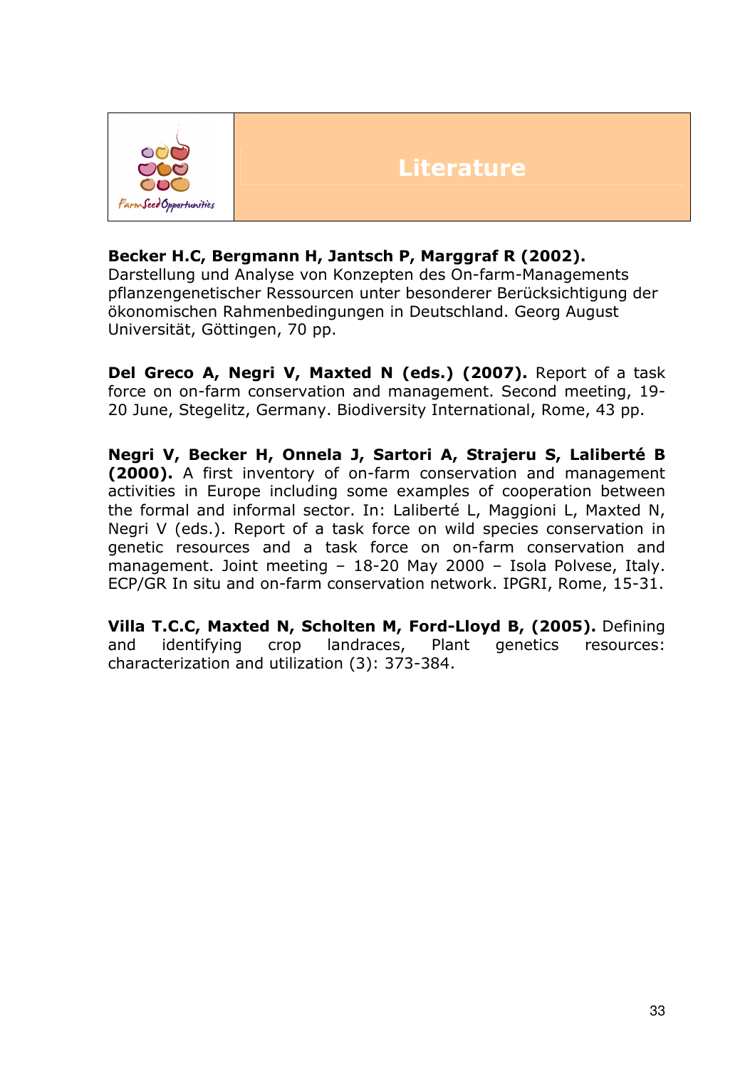# Literature

**Becker H.C, Bergmann H, Jantsch P, Marggraf R (2002).** Darstellung und Analyse von Konzepten des On-farm-Managements pflanzengenetischer Ressourcen unter besonderer Berücksichtigung der ökonomischen Rahmenbedingungen in Deutschland. Georg August Universität, Göttingen, 70 pp.

**Del Greco A, Negri V, Maxted N (eds.) (2007).** Report of a task force on on-farm conservation and management. Second meeting, 19-20 June, Stegelitz, Germany. Biodiversity International, Rome, 43 pp.

**Negri V, Becker H, Onnela J, Sartori A, Strajeru S, Laliberté B (2000).** A first inventory of on-farm conservation and management activities in Europe including some examples of cooperation between the formal and informal sector. In: Laliberté L, Maggioni L, Maxted N, Negri V (eds.). Report of a task force on wild species conservation in genetic resources and a task force on on-farm conservation and management. Joint meeting – 18-20 May 2000 – Isola Polvese, Italy. ECP/GR In situ and on-farm conservation network. IPGRI, Rome, 15-31.

**Villa T.C.C, Maxted N, Scholten M, Ford-Lloyd B, (2005).** Defining and identifying crop landraces, Plant genetics resources: characterization and utilization (3): 373-384.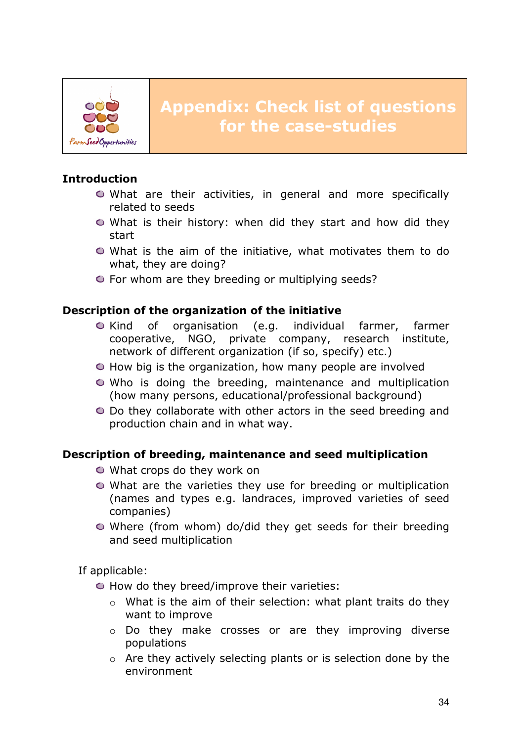# Appendix: Check list of questions for the case-studies

## Introduction

- What are their activities, in general and more specifically related to seeds
- What is their history: when did they start and how did they start
- What is the aim of the initiative, what motivates them to do what, they are doing?
- For whom are they breeding or multiplying seeds?

## Description of the organization of the initiative

- Kind of organisation (e.g. individual farmer, farmer cooperative, NGO, private company, research institute, network of different organization (if so, specify) etc.)
- How big is the organization, how many people are involved
- Who is doing the breeding, maintenance and multiplication (how many persons, educational/professional background)
- Do they collaborate with other actors in the seed breeding and production chain and in what way.

## Description of breeding, maintenance and seed multiplication

- What crops do they work on
- What are the varieties they use for breeding or multiplication (names and types e.g. landraces, improved varieties of seed companies)
- Where (from whom) do/did they get seeds for their breeding and seed multiplication

If applicable:

- How do they breed/improve their varieties:
  - What is the aim of their selection: what plant traits do they want to improve
  - Do they make crosses or are they improving diverse populations
  - Are they actively selecting plants or is selection done by the environment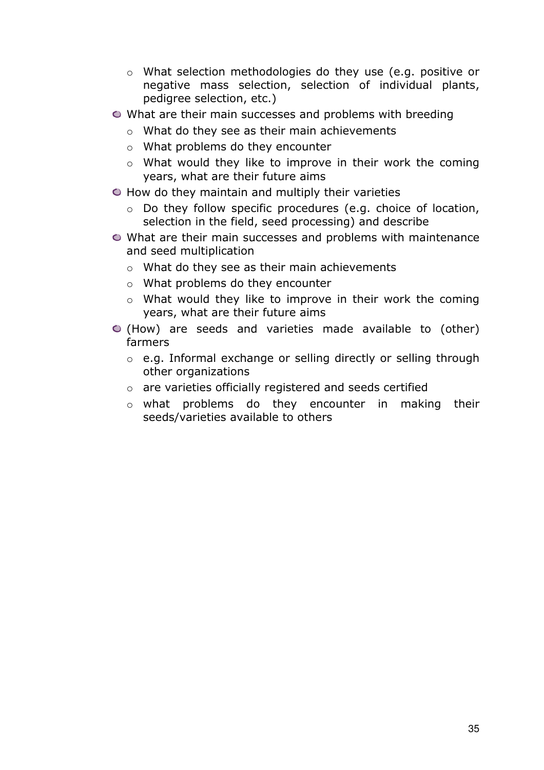- What selection methodologies do they use (e.g. positive or negative mass selection, selection of individual plants, pedigree selection, etc.)
- What are their main successes and problems with breeding
  - What do they see as their main achievements
  - What problems do they encounter
  - What would they like to improve in their work the coming years, what are their future aims
- How do they maintain and multiply their varieties
  - Do they follow specific procedures (e.g. choice of location, selection in the field, seed processing) and describe
- What are their main successes and problems with maintenance and seed multiplication
  - What do they see as their main achievements
  - What problems do they encounter
  - What would they like to improve in their work the coming years, what are their future aims
- (How) are seeds and varieties made available to (other) farmers
  - e.g. Informal exchange or selling directly or selling through other organizations
  - are varieties officially registered and seeds certified
  - what problems do they encounter in making their seeds/varieties available to others